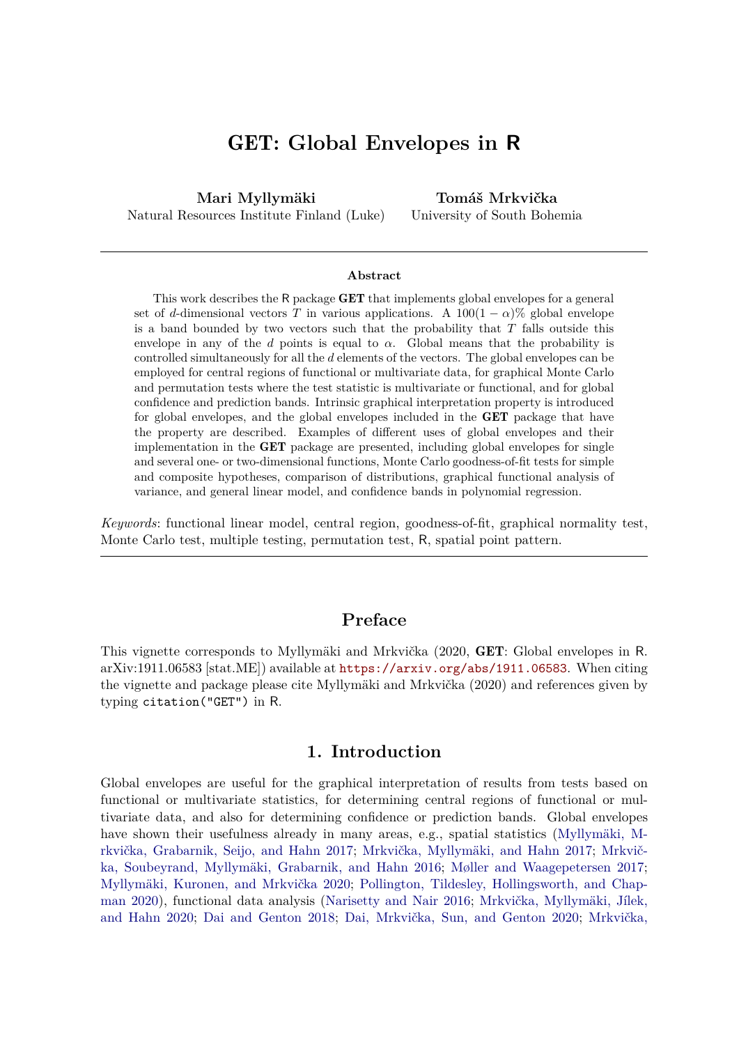# GET: Global Envelopes in R

**Mari Myllymäki**
Natural Resources Institute Finland (Luke)

**Tomáš Mrkvička**
University of South Bohemia

---

**Abstract**

This work describes the R package **GET** that implements global envelopes for a general set of $d$-dimensional vectors $T$ in various applications. A $100(1-\alpha)\%$ global envelope is a band bounded by two vectors such that the probability that $T$ falls outside this envelope in any of the $d$ points is equal to $\alpha$. Global means that the probability is controlled simultaneously for all the $d$ elements of the vectors. The global envelopes can be employed for central regions of functional or multivariate data, for graphical Monte Carlo and permutation tests where the test statistic is multivariate or functional, and for global confidence and prediction bands. Intrinsic graphical interpretation property is introduced for global envelopes, and the global envelopes included in the **GET** package that have the property are described. Examples of different uses of global envelopes and their implementation in the **GET** package are presented, including global envelopes for single and several one- or two-dimensional functions, Monte Carlo goodness-of-fit tests for simple and composite hypotheses, comparison of distributions, graphical functional analysis of variance, and general linear model, and confidence bands in polynomial regression.

*Keywords*: functional linear model, central region, goodness-of-fit, graphical normality test, Monte Carlo test, multiple testing, permutation test, R, spatial point pattern.

---

## Preface

This vignette corresponds to Myllymäki and Mrkvička (2020, **GET**: Global envelopes in R. arXiv:1911.06583 [stat.ME]) available at https://arxiv.org/abs/1911.06583. When citing the vignette and package please cite Myllymäki and Mrkvička (2020) and references given by typing `citation("GET")` in R.

## 1. Introduction

Global envelopes are useful for the graphical interpretation of results from tests based on functional or multivariate statistics, for determining central regions of functional or multivariate data, and also for determining confidence or prediction bands. Global envelopes have shown their usefulness already in many areas, e.g., spatial statistics (Myllymäki, Mrkvička, Grabarnik, Seijo, and Hahn 2017; Mrkvička, Myllymäki, and Hahn 2017; Mrkvička, Soubeyrand, Myllymäki, Grabarnik, and Hahn 2016; Møller and Waagepetersen 2017; Myllymäki, Kuronen, and Mrkvička 2020; Pollington, Tildesley, Hollingsworth, and Chapman 2020), functional data analysis (Narisetty and Nair 2016; Mrkvička, Myllymäki, Jílek, and Hahn 2020; Dai and Genton 2018; Dai, Mrkvička, Sun, and Genton 2020; Mrkvička,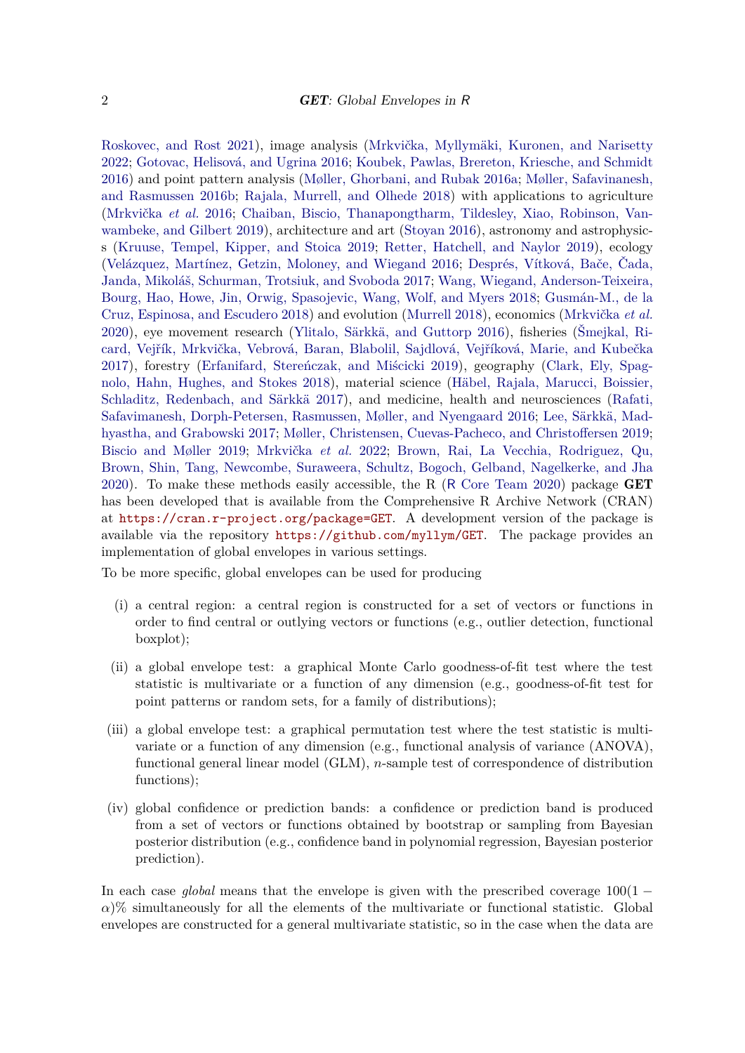Roskovec, and Rost 2021), image analysis (Mrkvička, Myllymäki, Kuronen, and Narisetty 2022; Gotovac, Helisová, and Ugrina 2016; Koubek, Pawlas, Brereton, Kriesche, and Schmidt 2016) and point pattern analysis (Møller, Ghorbani, and Rubak 2016a; Møller, Safavinanesh, and Rasmussen 2016b; Rajala, Murrell, and Olhede 2018) with applications to agriculture (Mrkvička *et al.* 2016; Chaiban, Biscio, Thanapongtharm, Tildesley, Xiao, Robinson, Vanwambeke, and Gilbert 2019), architecture and art (Stoyan 2016), astronomy and astrophysics (Kruuse, Tempel, Kipper, and Stoica 2019; Retter, Hatchell, and Naylor 2019), ecology (Velázquez, Martínez, Getzin, Moloney, and Wiegand 2016; Després, Vítková, Bače, Čada, Janda, Mikoláš, Schurman, Trotsiuk, and Svoboda 2017; Wang, Wiegand, Anderson-Teixeira, Bourg, Hao, Howe, Jin, Orwig, Spasojevic, Wang, Wolf, and Myers 2018; Gusmán-M., de la Cruz, Espinosa, and Escudero 2018) and evolution (Murrell 2018), economics (Mrkvička *et al.* 2020), eye movement research (Ylitalo, Särkkä, and Guttorp 2016), fisheries (Šmejkal, Ricard, Vejřík, Mrkvička, Vebrová, Baran, Blabolil, Sajdlová, Vejříková, Marie, and Kubečka 2017), forestry (Erfanifard, Stereńczak, and Miścicki 2019), geography (Clark, Ely, Spagnolo, Hahn, Hughes, and Stokes 2018), material science (Häbel, Rajala, Marucci, Boissier, Schladitz, Redenbach, and Särkkä 2017), and medicine, health and neurosciences (Rafati, Safavimanesh, Dorph-Petersen, Rasmussen, Møller, and Nyengaard 2016; Lee, Särkkä, Madhyastha, and Grabowski 2017; Møller, Christensen, Cuevas-Pacheco, and Christoffersen 2019; Biscio and Møller 2019; Mrkvička *et al.* 2022; Brown, Rai, La Vecchia, Rodriguez, Qu, Brown, Shin, Tang, Newcombe, Suraweera, Schultz, Bogoch, Gelband, Nagelkerke, and Jha 2020). To make these methods easily accessible, the R (R Core Team 2020) package **GET** has been developed that is available from the Comprehensive R Archive Network (CRAN) at `https://cran.r-project.org/package=GET`. A development version of the package is available via the repository `https://github.com/myllym/GET`. The package provides an implementation of global envelopes in various settings.

To be more specific, global envelopes can be used for producing

(i) a central region: a central region is constructed for a set of vectors or functions in order to find central or outlying vectors or functions (e.g., outlier detection, functional boxplot);

(ii) a global envelope test: a graphical Monte Carlo goodness-of-fit test where the test statistic is multivariate or a function of any dimension (e.g., goodness-of-fit test for point patterns or random sets, for a family of distributions);

(iii) a global envelope test: a graphical permutation test where the test statistic is multivariate or a function of any dimension (e.g., functional analysis of variance (ANOVA), functional general linear model (GLM), $n$-sample test of correspondence of distribution functions);

(iv) global confidence or prediction bands: a confidence or prediction band is produced from a set of vectors or functions obtained by bootstrap or sampling from Bayesian posterior distribution (e.g., confidence band in polynomial regression, Bayesian posterior prediction).

In each case *global* means that the envelope is given with the prescribed coverage $100(1 - \alpha)\%$ simultaneously for all the elements of the multivariate or functional statistic. Global envelopes are constructed for a general multivariate statistic, so in the case when the data are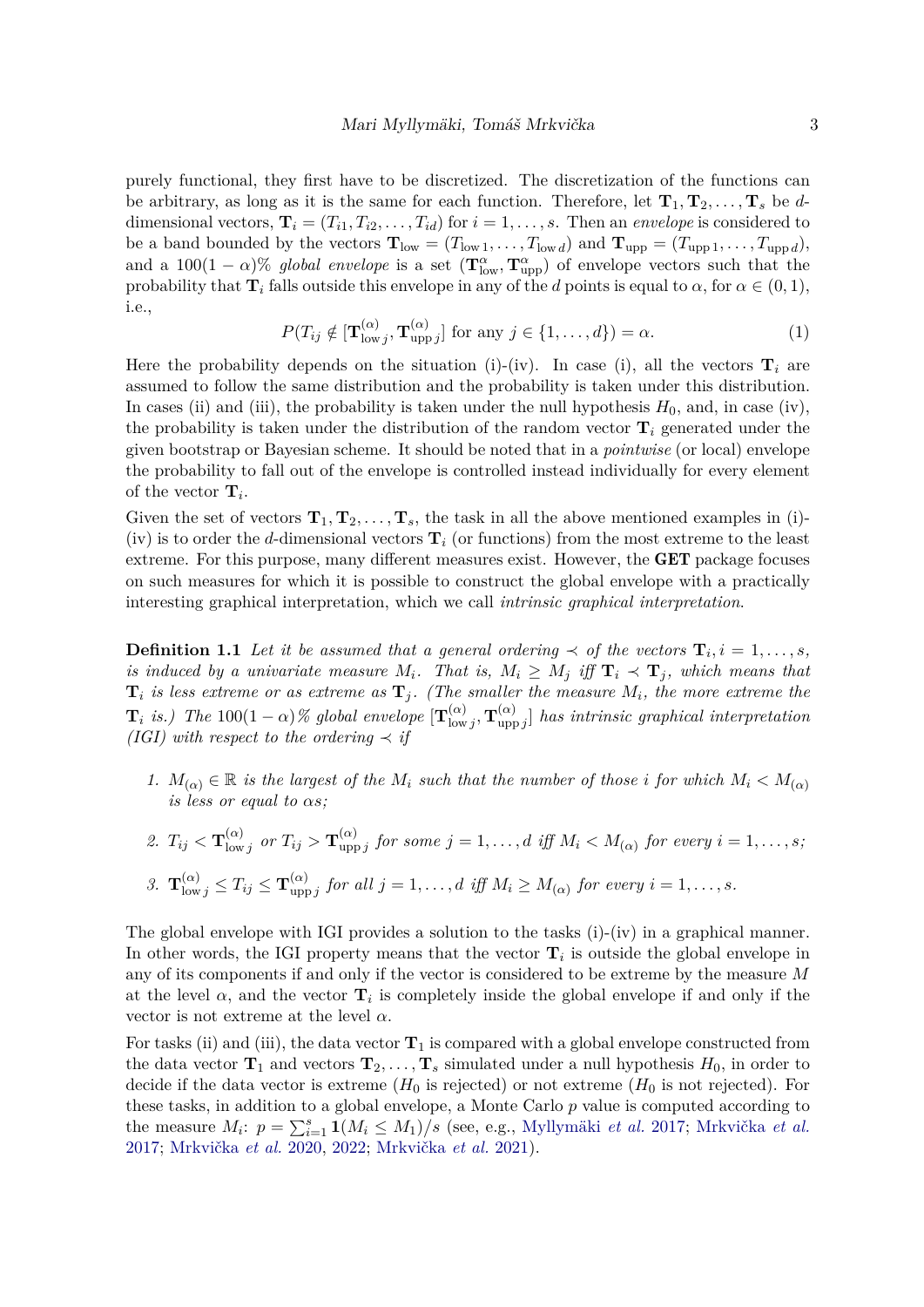purely functional, they first have to be discretized. The discretization of the functions can be arbitrary, as long as it is the same for each function. Therefore, let $\mathbf{T}_1, \mathbf{T}_2, \ldots, \mathbf{T}_s$ be $d$-dimensional vectors, $\mathbf{T}_i = (T_{i1}, T_{i2}, \ldots, T_{id})$ for $i = 1, \ldots, s$. Then an *envelope* is considered to be a band bounded by the vectors $\mathbf{T}_{\text{low}} = (T_{\text{low}\,1}, \ldots, T_{\text{low}\,d})$ and $\mathbf{T}_{\text{upp}} = (T_{\text{upp}\,1}, \ldots, T_{\text{upp}\,d})$, and a $100(1-\alpha)\%$ *global envelope* is a set $(\mathbf{T}^{\alpha}_{\text{low}}, \mathbf{T}^{\alpha}_{\text{upp}})$ of envelope vectors such that the probability that $\mathbf{T}_i$ falls outside this envelope in any of the $d$ points is equal to $\alpha$, for $\alpha \in (0,1)$, i.e.,

$$P(T_{ij} \notin [\mathbf{T}^{(\alpha)}_{\text{low}\,j}, \mathbf{T}^{(\alpha)}_{\text{upp}\,j}] \text{ for any } j \in \{1, \ldots, d\}) = \alpha. \tag{1}$$

Here the probability depends on the situation (i)-(iv). In case (i), all the vectors $\mathbf{T}_i$ are assumed to follow the same distribution and the probability is taken under this distribution. In cases (ii) and (iii), the probability is taken under the null hypothesis $H_0$, and, in case (iv), the probability is taken under the distribution of the random vector $\mathbf{T}_i$ generated under the given bootstrap or Bayesian scheme. It should be noted that in a *pointwise* (or local) envelope the probability to fall out of the envelope is controlled instead individually for every element of the vector $\mathbf{T}_i$.

Given the set of vectors $\mathbf{T}_1, \mathbf{T}_2, \ldots, \mathbf{T}_s$, the task in all the above mentioned examples in (i)-(iv) is to order the $d$-dimensional vectors $\mathbf{T}_i$ (or functions) from the most extreme to the least extreme. For this purpose, many different measures exist. However, the **GET** package focuses on such measures for which it is possible to construct the global envelope with a practically interesting graphical interpretation, which we call *intrinsic graphical interpretation*.

**Definition 1.1** *Let it be assumed that a general ordering $\prec$ of the vectors $\mathbf{T}_i, i = 1, \ldots, s$, is induced by a univariate measure $M_i$. That is, $M_i \geq M_j$ iff $\mathbf{T}_i \prec \mathbf{T}_j$, which means that $\mathbf{T}_i$ is less extreme or as extreme as $\mathbf{T}_j$. (The smaller the measure $M_i$, the more extreme the $\mathbf{T}_i$ is.) The $100(1-\alpha)\%$ global envelope $[\mathbf{T}^{(\alpha)}_{\text{low}\,j}, \mathbf{T}^{(\alpha)}_{\text{upp}\,j}]$ has intrinsic graphical interpretation (IGI) with respect to the ordering $\prec$ if*

1. *$M_{(\alpha)} \in \mathbb{R}$ is the largest of the $M_i$ such that the number of those $i$ for which $M_i < M_{(\alpha)}$ is less or equal to $\alpha s$;*
2. *$T_{ij} < \mathbf{T}^{(\alpha)}_{\text{low}\,j}$ or $T_{ij} > \mathbf{T}^{(\alpha)}_{\text{upp}\,j}$ for some $j = 1, \ldots, d$ iff $M_i < M_{(\alpha)}$ for every $i = 1, \ldots, s$;*
3. *$\mathbf{T}^{(\alpha)}_{\text{low}\,j} \leq T_{ij} \leq \mathbf{T}^{(\alpha)}_{\text{upp}\,j}$ for all $j = 1, \ldots, d$ iff $M_i \geq M_{(\alpha)}$ for every $i = 1, \ldots, s$.*

The global envelope with IGI provides a solution to the tasks (i)-(iv) in a graphical manner. In other words, the IGI property means that the vector $\mathbf{T}_i$ is outside the global envelope in any of its components if and only if the vector is considered to be extreme by the measure $M$ at the level $\alpha$, and the vector $\mathbf{T}_i$ is completely inside the global envelope if and only if the vector is not extreme at the level $\alpha$.

For tasks (ii) and (iii), the data vector $\mathbf{T}_1$ is compared with a global envelope constructed from the data vector $\mathbf{T}_1$ and vectors $\mathbf{T}_2, \ldots, \mathbf{T}_s$ simulated under a null hypothesis $H_0$, in order to decide if the data vector is extreme ($H_0$ is rejected) or not extreme ($H_0$ is not rejected). For these tasks, in addition to a global envelope, a Monte Carlo $p$ value is computed according to the measure $M_i$: $p = \sum_{i=1}^{s} \mathbf{1}(M_i \leq M_1)/s$ (see, e.g., Myllymäki *et al.* 2017; Mrkvička *et al.* 2017; Mrkvička *et al.* 2020, 2022; Mrkvička *et al.* 2021).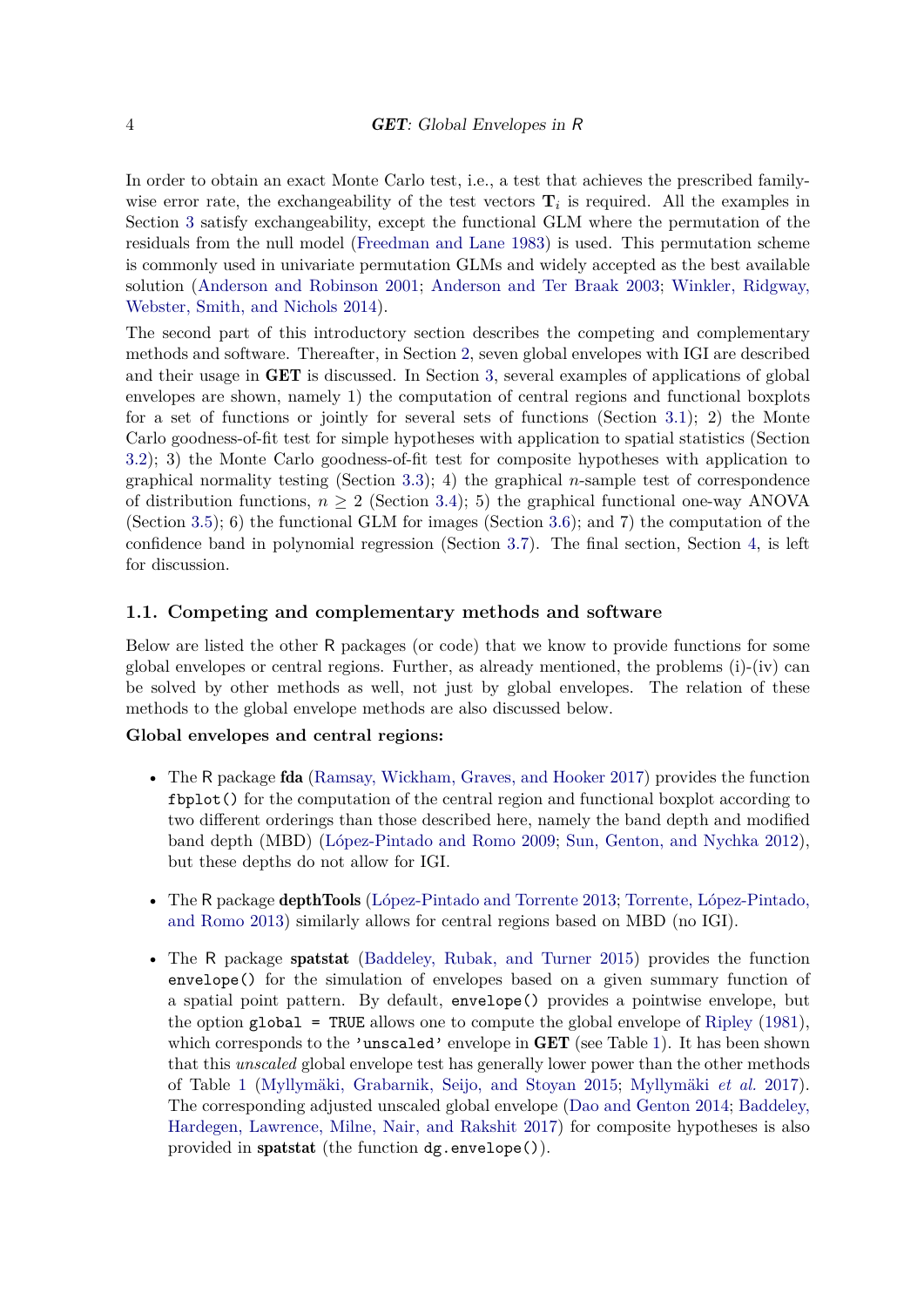In order to obtain an exact Monte Carlo test, i.e., a test that achieves the prescribed family-wise error rate, the exchangeability of the test vectors $\mathbf{T}_i$ is required. All the examples in Section 3 satisfy exchangeability, except the functional GLM where the permutation of the residuals from the null model (Freedman and Lane 1983) is used. This permutation scheme is commonly used in univariate permutation GLMs and widely accepted as the best available solution (Anderson and Robinson 2001; Anderson and Ter Braak 2003; Winkler, Ridgway, Webster, Smith, and Nichols 2014).

The second part of this introductory section describes the competing and complementary methods and software. Thereafter, in Section 2, seven global envelopes with IGI are described and their usage in **GET** is discussed. In Section 3, several examples of applications of global envelopes are shown, namely 1) the computation of central regions and functional boxplots for a set of functions or jointly for several sets of functions (Section 3.1); 2) the Monte Carlo goodness-of-fit test for simple hypotheses with application to spatial statistics (Section 3.2); 3) the Monte Carlo goodness-of-fit test for composite hypotheses with application to graphical normality testing (Section 3.3); 4) the graphical $n$-sample test of correspondence of distribution functions, $n \geq 2$ (Section 3.4); 5) the graphical functional one-way ANOVA (Section 3.5); 6) the functional GLM for images (Section 3.6); and 7) the computation of the confidence band in polynomial regression (Section 3.7). The final section, Section 4, is left for discussion.

## 1.1. Competing and complementary methods and software

Below are listed the other R packages (or code) that we know to provide functions for some global envelopes or central regions. Further, as already mentioned, the problems (i)-(iv) can be solved by other methods as well, not just by global envelopes. The relation of these methods to the global envelope methods are also discussed below.

**Global envelopes and central regions:**

- The R package **fda** (Ramsay, Wickham, Graves, and Hooker 2017) provides the function `fbplot()` for the computation of the central region and functional boxplot according to two different orderings than those described here, namely the band depth and modified band depth (MBD) (López-Pintado and Romo 2009; Sun, Genton, and Nychka 2012), but these depths do not allow for IGI.

- The R package **depthTools** (López-Pintado and Torrente 2013; Torrente, López-Pintado, and Romo 2013) similarly allows for central regions based on MBD (no IGI).

- The R package **spatstat** (Baddeley, Rubak, and Turner 2015) provides the function `envelope()` for the simulation of envelopes based on a given summary function of a spatial point pattern. By default, `envelope()` provides a pointwise envelope, but the option `global = TRUE` allows one to compute the global envelope of Ripley (1981), which corresponds to the `'unscaled'` envelope in **GET** (see Table 1). It has been shown that this *unscaled* global envelope test has generally lower power than the other methods of Table 1 (Myllymäki, Grabarnik, Seijo, and Stoyan 2015; Myllymäki *et al.* 2017). The corresponding adjusted unscaled global envelope (Dao and Genton 2014; Baddeley, Hardegen, Lawrence, Milne, Nair, and Rakshit 2017) for composite hypotheses is also provided in **spatstat** (the function `dg.envelope()`).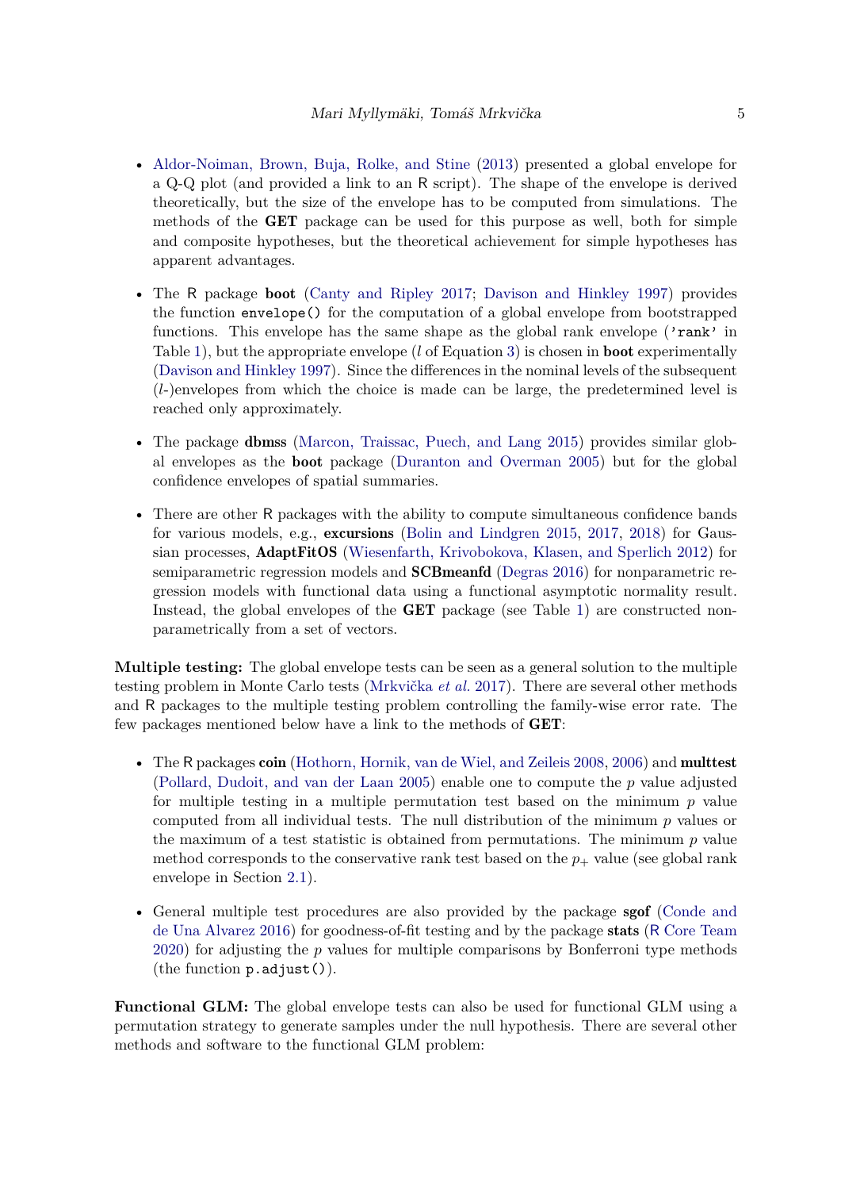- Aldor-Noiman, Brown, Buja, Rolke, and Stine (2013) presented a global envelope for a Q-Q plot (and provided a link to an R script). The shape of the envelope is derived theoretically, but the size of the envelope has to be computed from simulations. The methods of the **GET** package can be used for this purpose as well, both for simple and composite hypotheses, but the theoretical achievement for simple hypotheses has apparent advantages.

- The R package **boot** (Canty and Ripley 2017; Davison and Hinkley 1997) provides the function `envelope()` for the computation of a global envelope from bootstrapped functions. This envelope has the same shape as the global rank envelope (`'rank'` in Table 1), but the appropriate envelope ($l$ of Equation 3) is chosen in **boot** experimentally (Davison and Hinkley 1997). Since the differences in the nominal levels of the subsequent ($l$-)envelopes from which the choice is made can be large, the predetermined level is reached only approximately.

- The package **dbmss** (Marcon, Traissac, Puech, and Lang 2015) provides similar global envelopes as the **boot** package (Duranton and Overman 2005) but for the global confidence envelopes of spatial summaries.

- There are other R packages with the ability to compute simultaneous confidence bands for various models, e.g., **excursions** (Bolin and Lindgren 2015, 2017, 2018) for Gaussian processes, **AdaptFitOS** (Wiesenfarth, Krivobokova, Klasen, and Sperlich 2012) for semiparametric regression models and **SCBmeanfd** (Degras 2016) for nonparametric regression models with functional data using a functional asymptotic normality result. Instead, the global envelopes of the **GET** package (see Table 1) are constructed nonparametrically from a set of vectors.

**Multiple testing:** The global envelope tests can be seen as a general solution to the multiple testing problem in Monte Carlo tests (Mrkvička *et al.* 2017). There are several other methods and R packages to the multiple testing problem controlling the family-wise error rate. The few packages mentioned below have a link to the methods of **GET**:

- The R packages **coin** (Hothorn, Hornik, van de Wiel, and Zeileis 2008, 2006) and **multtest** (Pollard, Dudoit, and van der Laan 2005) enable one to compute the $p$ value adjusted for multiple testing in a multiple permutation test based on the minimum $p$ value computed from all individual tests. The null distribution of the minimum $p$ values or the maximum of a test statistic is obtained from permutations. The minimum $p$ value method corresponds to the conservative rank test based on the $p_+$ value (see global rank envelope in Section 2.1).

- General multiple test procedures are also provided by the package **sgof** (Conde and de Una Alvarez 2016) for goodness-of-fit testing and by the package **stats** (R Core Team 2020) for adjusting the $p$ values for multiple comparisons by Bonferroni type methods (the function `p.adjust()`).

**Functional GLM:** The global envelope tests can also be used for functional GLM using a permutation strategy to generate samples under the null hypothesis. There are several other methods and software to the functional GLM problem: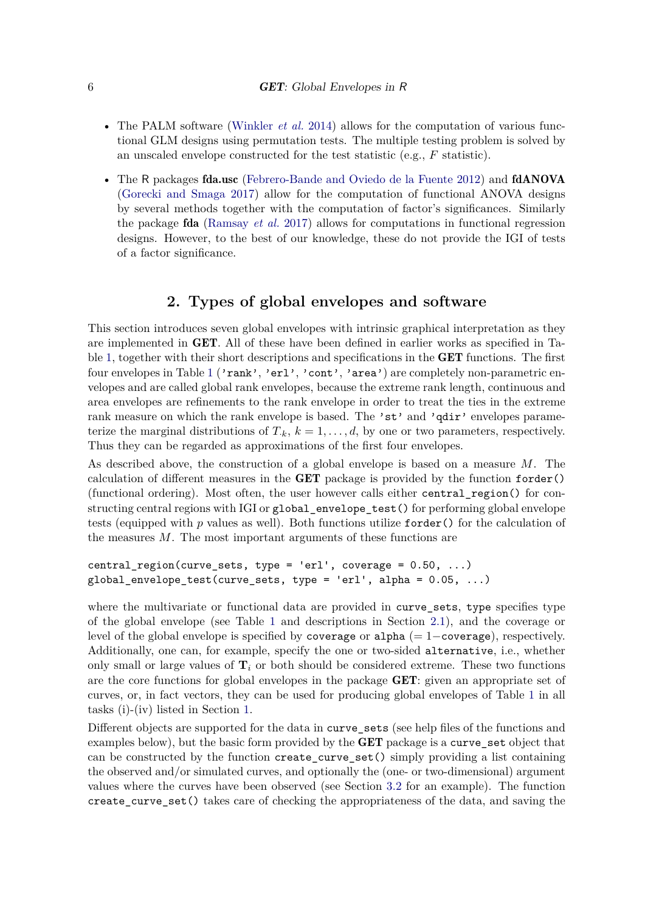- The PALM software (Winkler *et al.* 2014) allows for the computation of various functional GLM designs using permutation tests. The multiple testing problem is solved by an unscaled envelope constructed for the test statistic (e.g., $F$ statistic).

- The R packages **fda.usc** (Febrero-Bande and Oviedo de la Fuente 2012) and **fdANOVA** (Gorecki and Smaga 2017) allow for the computation of functional ANOVA designs by several methods together with the computation of factor's significances. Similarly the package **fda** (Ramsay *et al.* 2017) allows for computations in functional regression designs. However, to the best of our knowledge, these do not provide the IGI of tests of a factor significance.

## 2. Types of global envelopes and software

This section introduces seven global envelopes with intrinsic graphical interpretation as they are implemented in **GET**. All of these have been defined in earlier works as specified in Table 1, together with their short descriptions and specifications in the **GET** functions. The first four envelopes in Table 1 (`'rank'`, `'erl'`, `'cont'`, `'area'`) are completely non-parametric envelopes and are called global rank envelopes, because the extreme rank length, continuous and area envelopes are refinements to the rank envelope in order to treat the ties in the extreme rank measure on which the rank envelope is based. The `'st'` and `'qdir'` envelopes parameterize the marginal distributions of $T_{\cdot k}$, $k = 1, \ldots, d$, by one or two parameters, respectively. Thus they can be regarded as approximations of the first four envelopes.

As described above, the construction of a global envelope is based on a measure $M$. The calculation of different measures in the **GET** package is provided by the function `forder()` (functional ordering). Most often, the user however calls either `central_region()` for constructing central regions with IGI or `global_envelope_test()` for performing global envelope tests (equipped with $p$ values as well). Both functions utilize `forder()` for the calculation of the measures $M$. The most important arguments of these functions are

```
central_region(curve_sets, type = 'erl', coverage = 0.50, ...)
global_envelope_test(curve_sets, type = 'erl', alpha = 0.05, ...)
```

where the multivariate or functional data are provided in `curve_sets`, `type` specifies type of the global envelope (see Table 1 and descriptions in Section 2.1), and the coverage or level of the global envelope is specified by `coverage` or `alpha` (= 1−`coverage`), respectively. Additionally, one can, for example, specify the one or two-sided `alternative`, i.e., whether only small or large values of $\mathbf{T}_i$ or both should be considered extreme. These two functions are the core functions for global envelopes in the package **GET**: given an appropriate set of curves, or, in fact vectors, they can be used for producing global envelopes of Table 1 in all tasks (i)-(iv) listed in Section 1.

Different objects are supported for the data in `curve_sets` (see help files of the functions and examples below), but the basic form provided by the **GET** package is a `curve_set` object that can be constructed by the function `create_curve_set()` simply providing a list containing the observed and/or simulated curves, and optionally the (one- or two-dimensional) argument values where the curves have been observed (see Section 3.2 for an example). The function `create_curve_set()` takes care of checking the appropriateness of the data, and saving the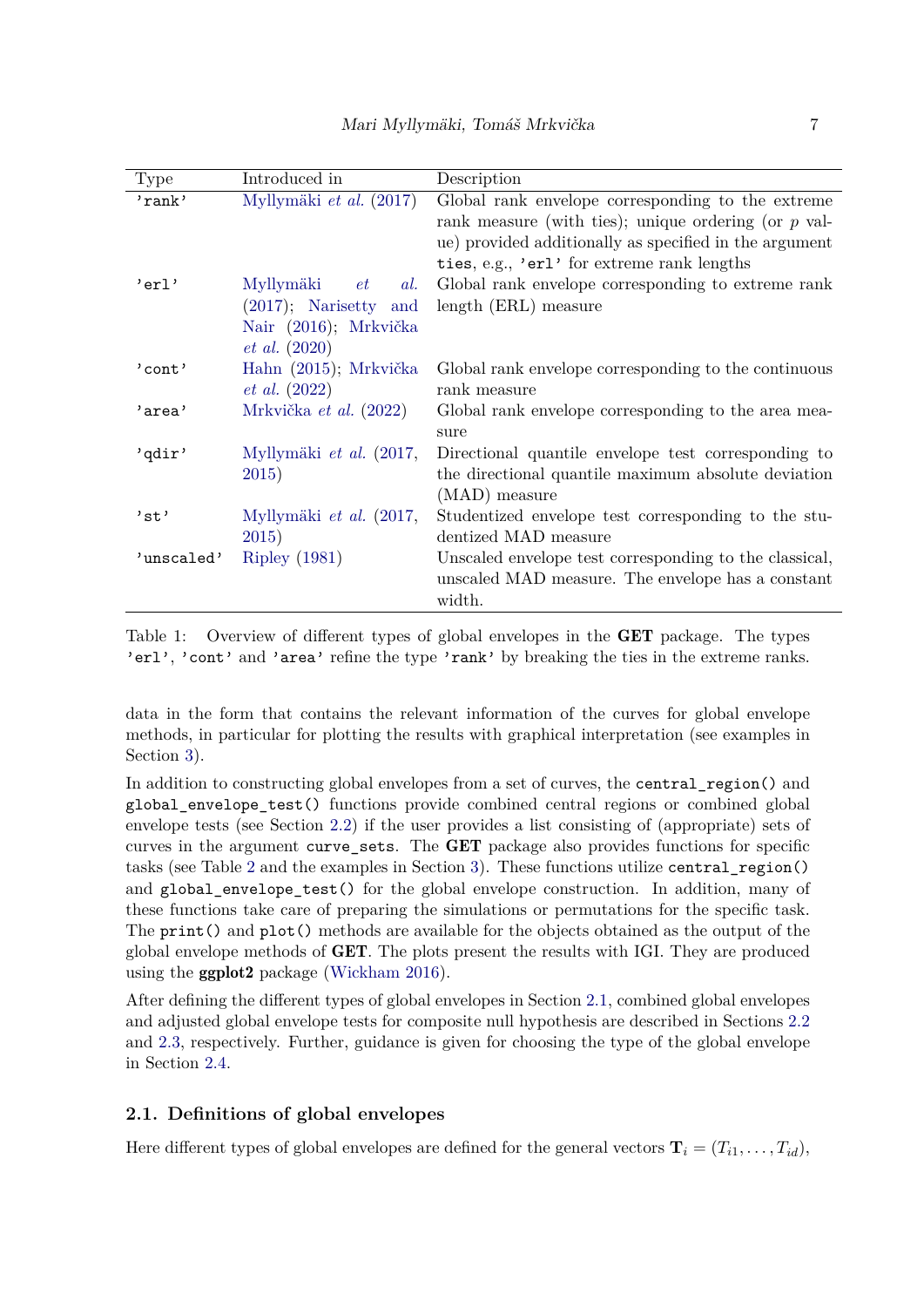| Type | Introduced in | Description |
|---|---|---|
| `'rank'` | Myllymäki *et al.* (2017) | Global rank envelope corresponding to the extreme rank measure (with ties); unique ordering (or $p$ value) provided additionally as specified in the argument `ties`, e.g., `'erl'` for extreme rank lengths |
| `'erl'` | Myllymäki *et al.* (2017); Narisetty and Nair (2016); Mrkvička *et al.* (2020) | Global rank envelope corresponding to extreme rank length (ERL) measure |
| `'cont'` | Hahn (2015); Mrkvička *et al.* (2022) | Global rank envelope corresponding to the continuous rank measure |
| `'area'` | Mrkvička *et al.* (2022) | Global rank envelope corresponding to the area measure |
| `'qdir'` | Myllymäki *et al.* (2017, 2015) | Directional quantile envelope test corresponding to the directional quantile maximum absolute deviation (MAD) measure |
| `'st'` | Myllymäki *et al.* (2017, 2015) | Studentized envelope test corresponding to the studentized MAD measure |
| `'unscaled'` | Ripley (1981) | Unscaled envelope test corresponding to the classical, unscaled MAD measure. The envelope has a constant width. |

Table 1: Overview of different types of global envelopes in the **GET** package. The types `'erl'`, `'cont'` and `'area'` refine the type `'rank'` by breaking the ties in the extreme ranks.

data in the form that contains the relevant information of the curves for global envelope methods, in particular for plotting the results with graphical interpretation (see examples in Section 3).

In addition to constructing global envelopes from a set of curves, the `central_region()` and `global_envelope_test()` functions provide combined central regions or combined global envelope tests (see Section 2.2) if the user provides a list consisting of (appropriate) sets of curves in the argument `curve_sets`. The **GET** package also provides functions for specific tasks (see Table 2 and the examples in Section 3). These functions utilize `central_region()` and `global_envelope_test()` for the global envelope construction. In addition, many of these functions take care of preparing the simulations or permutations for the specific task. The `print()` and `plot()` methods are available for the objects obtained as the output of the global envelope methods of **GET**. The plots present the results with IGI. They are produced using the **ggplot2** package (Wickham 2016).

After defining the different types of global envelopes in Section 2.1, combined global envelopes and adjusted global envelope tests for composite null hypothesis are described in Sections 2.2 and 2.3, respectively. Further, guidance is given for choosing the type of the global envelope in Section 2.4.

### 2.1. Definitions of global envelopes

Here different types of global envelopes are defined for the general vectors $\mathbf{T}_i = (T_{i1}, \dots, T_{id})$,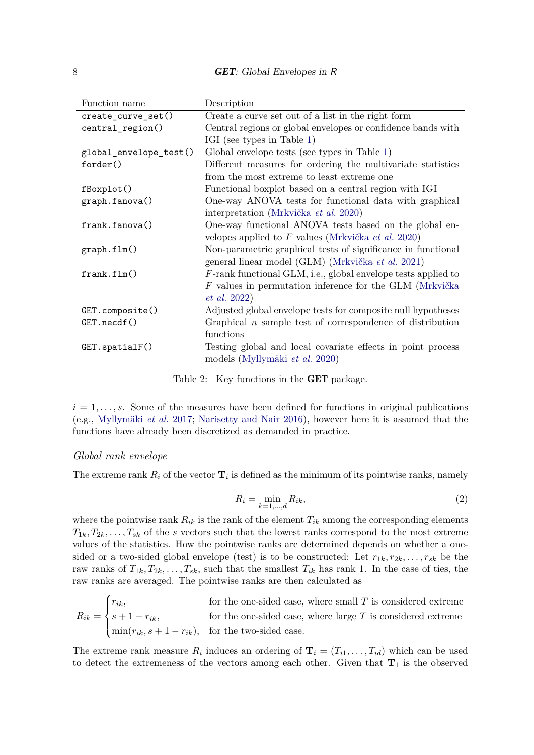| Function name | Description |
| --- | --- |
| `create_curve_set()` | Create a curve set out of a list in the right form |
| `central_region()` | Central regions or global envelopes or confidence bands with IGI (see types in Table 1) |
| `global_envelope_test()` | Global envelope tests (see types in Table 1) |
| `forder()` | Different measures for ordering the multivariate statistics from the most extreme to least extreme one |
| `fBoxplot()` | Functional boxplot based on a central region with IGI |
| `graph.fanova()` | One-way ANOVA tests for functional data with graphical interpretation (Mrkvička *et al.* 2020) |
| `frank.fanova()` | One-way functional ANOVA tests based on the global envelopes applied to $F$ values (Mrkvička *et al.* 2020) |
| `graph.flm()` | Non-parametric graphical tests of significance in functional general linear model (GLM) (Mrkvička *et al.* 2021) |
| `frank.flm()` | $F$-rank functional GLM, i.e., global envelope tests applied to $F$ values in permutation inference for the GLM (Mrkvička *et al.* 2022) |
| `GET.composite()` | Adjusted global envelope tests for composite null hypotheses |
| `GET.necdf()` | Graphical $n$ sample test of correspondence of distribution functions |
| `GET.spatialF()` | Testing global and local covariate effects in point process models (Myllymäki *et al.* 2020) |

Table 2: Key functions in the **GET** package.

$i = 1, \ldots, s$. Some of the measures have been defined for functions in original publications (e.g., Myllymäki *et al.* 2017; Narisetty and Nair 2016), however here it is assumed that the functions have already been discretized as demanded in practice.

*Global rank envelope*

The extreme rank $R_i$ of the vector $\mathbf{T}_i$ is defined as the minimum of its pointwise ranks, namely

$$R_i = \min_{k=1,\ldots,d} R_{ik}, \tag{2}$$

where the pointwise rank $R_{ik}$ is the rank of the element $T_{ik}$ among the corresponding elements $T_{1k}, T_{2k}, \ldots, T_{sk}$ of the $s$ vectors such that the lowest ranks correspond to the most extreme values of the statistics. How the pointwise ranks are determined depends on whether a one-sided or a two-sided global envelope (test) is to be constructed: Let $r_{1k}, r_{2k}, \ldots, r_{sk}$ be the raw ranks of $T_{1k}, T_{2k}, \ldots, T_{sk}$, such that the smallest $T_{ik}$ has rank 1. In the case of ties, the raw ranks are averaged. The pointwise ranks are then calculated as

$$R_{ik} = \begin{cases} r_{ik}, & \text{for the one-sided case, where small } T \text{ is considered extreme} \\ s + 1 - r_{ik}, & \text{for the one-sided case, where large } T \text{ is considered extreme} \\ \min(r_{ik}, s + 1 - r_{ik}), & \text{for the two-sided case.} \end{cases}$$

The extreme rank measure $R_i$ induces an ordering of $\mathbf{T}_i = (T_{i1}, \ldots, T_{id})$ which can be used to detect the extremeness of the vectors among each other. Given that $\mathbf{T}_1$ is the observed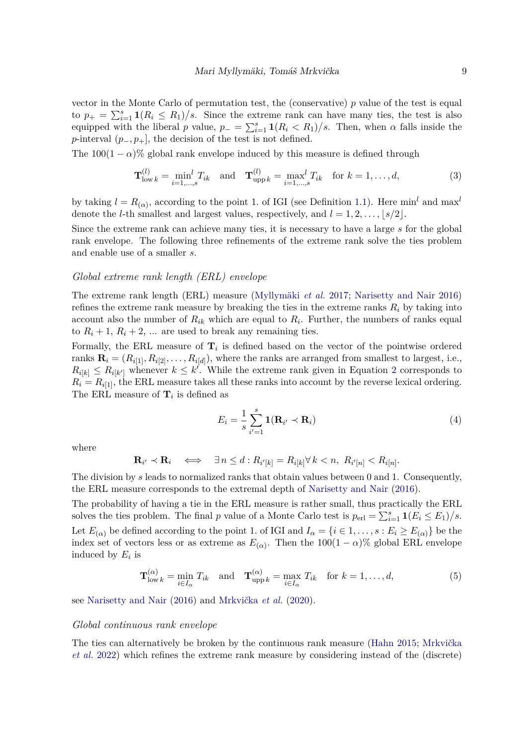vector in the Monte Carlo of permutation test, the (conservative) $p$ value of the test is equal to $p_+ = \sum_{i=1}^{s} \mathbf{1}(R_i \leq R_1)/s$. Since the extreme rank can have many ties, the test is also equipped with the liberal $p$ value, $p_- = \sum_{i=1}^{s} \mathbf{1}(R_i < R_1)/s$. Then, when $\alpha$ falls inside the $p$-interval $(p_-, p_+]$, the decision of the test is not defined.

The $100(1-\alpha)\%$ global rank envelope induced by this measure is defined through

$$\mathbf{T}^{(l)}_{\text{low}\,k} = \min_{i=1,\dots,s}{}^{l}\, T_{ik} \quad \text{and} \quad \mathbf{T}^{(l)}_{\text{upp}\,k} = \max_{i=1,\dots,s}{}^{l}\, T_{ik} \quad \text{for } k = 1, \dots, d, \tag{3}$$

by taking $l = R_{(\alpha)}$, according to the point 1. of IGI (see Definition 1.1). Here $\min^l$ and $\max^l$ denote the $l$-th smallest and largest values, respectively, and $l = 1, 2, \dots, \lfloor s/2 \rfloor$.

Since the extreme rank can achieve many ties, it is necessary to have a large $s$ for the global rank envelope. The following three refinements of the extreme rank solve the ties problem and enable use of a smaller $s$.

### *Global extreme rank length (ERL) envelope*

The extreme rank length (ERL) measure (Myllymäki *et al.* 2017; Narisetty and Nair 2016) refines the extreme rank measure by breaking the ties in the extreme ranks $R_i$ by taking into account also the number of $R_{ik}$ which are equal to $R_i$. Further, the numbers of ranks equal to $R_i + 1$, $R_i + 2$, ... are used to break any remaining ties.

Formally, the ERL measure of $\mathbf{T}_i$ is defined based on the vector of the pointwise ordered ranks $\mathbf{R}_i = (R_{i[1]}, R_{i[2]}, \dots, R_{i[d]})$, where the ranks are arranged from smallest to largest, i.e., $R_{i[k]} \leq R_{i[k']}$ whenever $k \leq k'$. While the extreme rank given in Equation 2 corresponds to $R_i = R_{i[1]}$, the ERL measure takes all these ranks into account by the reverse lexical ordering. The ERL measure of $\mathbf{T}_i$ is defined as

$$E_i = \frac{1}{s} \sum_{i'=1}^{s} \mathbf{1}(\mathbf{R}_{i'} \prec \mathbf{R}_i) \tag{4}$$

where

$$\mathbf{R}_{i'} \prec \mathbf{R}_i \quad \Longleftrightarrow \quad \exists\, n \leq d : R_{i'[k]} = R_{i[k]} \forall\, k < n,\ R_{i'[n]} < R_{i[n]}.$$

The division by $s$ leads to normalized ranks that obtain values between 0 and 1. Consequently, the ERL measure corresponds to the extremal depth of Narisetty and Nair (2016).

The probability of having a tie in the ERL measure is rather small, thus practically the ERL solves the ties problem. The final $p$ value of a Monte Carlo test is $p_{\text{erl}} = \sum_{i=1}^{s} \mathbf{1}(E_i \leq E_1)/s$. Let $E_{(\alpha)}$ be defined according to the point 1. of IGI and $I_\alpha = \{i \in 1, \dots, s : E_i \geq E_{(\alpha)}\}$ be the index set of vectors less or as extreme as $E_{(\alpha)}$. Then the $100(1-\alpha)\%$ global ERL envelope induced by $E_i$ is

$$\mathbf{T}^{(\alpha)}_{\text{low}\,k} = \min_{i \in I_\alpha} T_{ik} \quad \text{and} \quad \mathbf{T}^{(\alpha)}_{\text{upp}\,k} = \max_{i \in I_\alpha} T_{ik} \quad \text{for } k = 1, \dots, d, \tag{5}$$

see Narisetty and Nair (2016) and Mrkvička *et al.* (2020).

### *Global continuous rank envelope*

The ties can alternatively be broken by the continuous rank measure (Hahn 2015; Mrkvička *et al.* 2022) which refines the extreme rank measure by considering instead of the (discrete)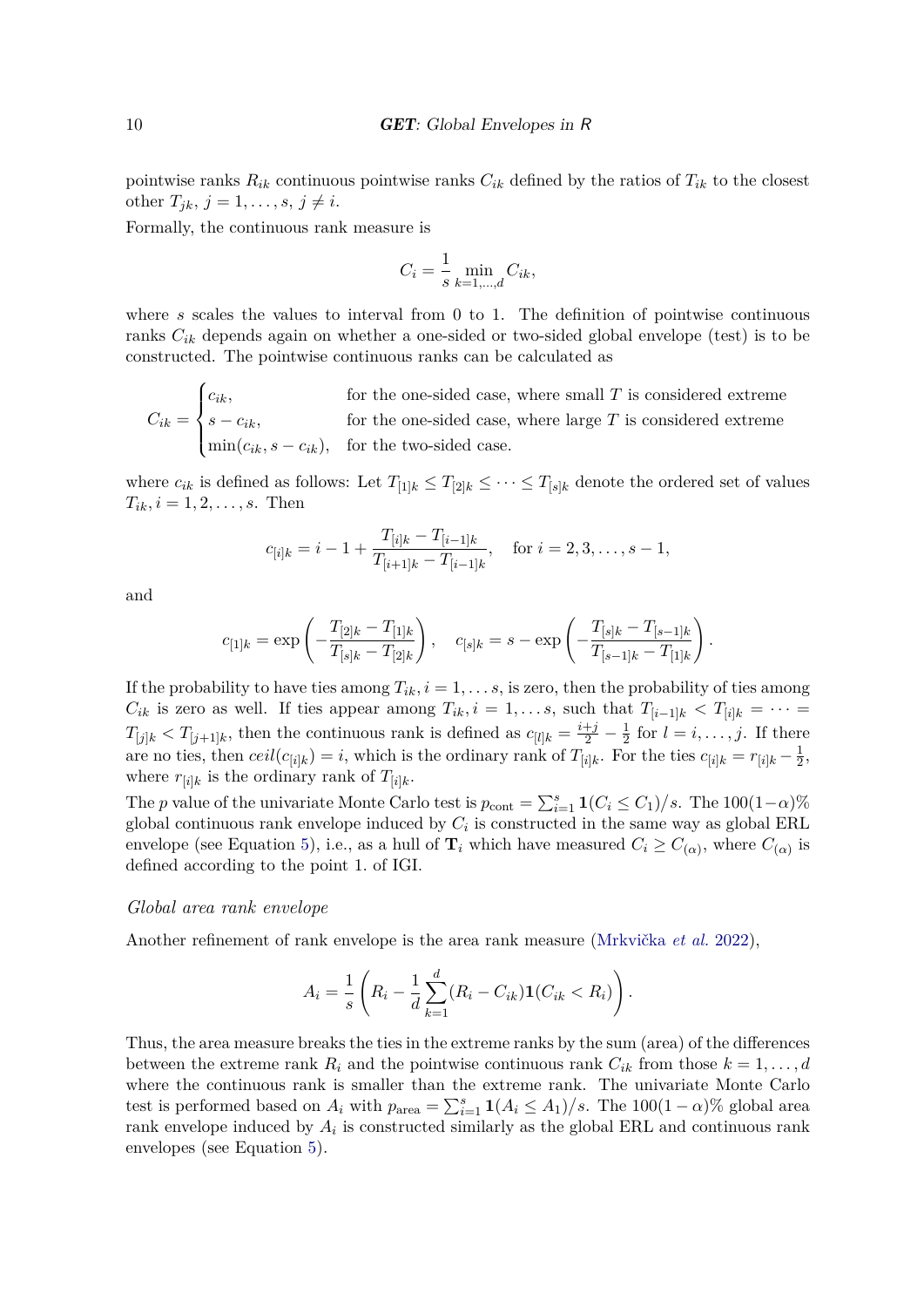pointwise ranks $R_{ik}$ continuous pointwise ranks $C_{ik}$ defined by the ratios of $T_{ik}$ to the closest other $T_{jk}$, $j = 1, \ldots, s$, $j \neq i$.

Formally, the continuous rank measure is

$$C_i = \frac{1}{s} \min_{k=1,\ldots,d} C_{ik},$$

where $s$ scales the values to interval from 0 to 1. The definition of pointwise continuous ranks $C_{ik}$ depends again on whether a one-sided or two-sided global envelope (test) is to be constructed. The pointwise continuous ranks can be calculated as

$$C_{ik} = \begin{cases} c_{ik}, & \text{for the one-sided case, where small } T \text{ is considered extreme} \\ s - c_{ik}, & \text{for the one-sided case, where large } T \text{ is considered extreme} \\ \min(c_{ik}, s - c_{ik}), & \text{for the two-sided case.} \end{cases}$$

where $c_{ik}$ is defined as follows: Let $T_{[1]k} \leq T_{[2]k} \leq \cdots \leq T_{[s]k}$ denote the ordered set of values $T_{ik}, i = 1, 2, \ldots, s$. Then

$$c_{[i]k} = i - 1 + \frac{T_{[i]k} - T_{[i-1]k}}{T_{[i+1]k} - T_{[i-1]k}}, \quad \text{for } i = 2, 3, \ldots, s-1,$$

and

$$c_{[1]k} = \exp\left(-\frac{T_{[2]k} - T_{[1]k}}{T_{[s]k} - T_{[2]k}}\right), \quad c_{[s]k} = s - \exp\left(-\frac{T_{[s]k} - T_{[s-1]k}}{T_{[s-1]k} - T_{[1]k}}\right).$$

If the probability to have ties among $T_{ik}, i = 1, \ldots s$, is zero, then the probability of ties among $C_{ik}$ is zero as well. If ties appear among $T_{ik}, i = 1, \ldots s$, such that $T_{[i-1]k} < T_{[i]k} = \cdots = T_{[j]k} < T_{[j+1]k}$, then the continuous rank is defined as $c_{[l]k} = \frac{i+j}{2} - \frac{1}{2}$ for $l = i, \ldots, j$. If there are no ties, then $ceil(c_{[i]k}) = i$, which is the ordinary rank of $T_{[i]k}$. For the ties $c_{[i]k} = r_{[i]k} - \frac{1}{2}$, where $r_{[i]k}$ is the ordinary rank of $T_{[i]k}$.

The $p$ value of the univariate Monte Carlo test is $p_{\text{cont}} = \sum_{i=1}^{s} \mathbf{1}(C_i \leq C_1)/s$. The $100(1-\alpha)$% global continuous rank envelope induced by $C_i$ is constructed in the same way as global ERL envelope (see Equation 5), i.e., as a hull of $\mathbf{T}_i$ which have measured $C_i \geq C_{(\alpha)}$, where $C_{(\alpha)}$ is defined according to the point 1. of IGI.

*Global area rank envelope*

Another refinement of rank envelope is the area rank measure (Mrkvička *et al.* 2022),

$$A_i = \frac{1}{s}\left(R_i - \frac{1}{d}\sum_{k=1}^{d}(R_i - C_{ik})\mathbf{1}(C_{ik} < R_i)\right).$$

Thus, the area measure breaks the ties in the extreme ranks by the sum (area) of the differences between the extreme rank $R_i$ and the pointwise continuous rank $C_{ik}$ from those $k = 1, \ldots, d$ where the continuous rank is smaller than the extreme rank. The univariate Monte Carlo test is performed based on $A_i$ with $p_{\text{area}} = \sum_{i=1}^{s} \mathbf{1}(A_i \leq A_1)/s$. The $100(1-\alpha)$% global area rank envelope induced by $A_i$ is constructed similarly as the global ERL and continuous rank envelopes (see Equation 5).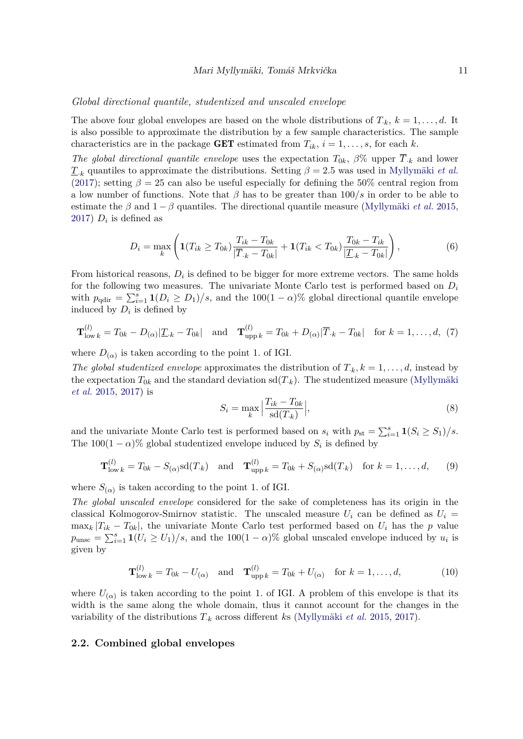*Global directional quantile, studentized and unscaled envelope*

The above four global envelopes are based on the whole distributions of $T_{\cdot k}$, $k = 1, \ldots, d$. It is also possible to approximate the distribution by a few sample characteristics. The sample characteristics are in the package **GET** estimated from $T_{ik}$, $i = 1, \ldots, s$, for each $k$.

*The global directional quantile envelope* uses the expectation $T_{0k}$, $\beta\%$ upper $\overline{T}_{\cdot k}$ and lower $\underline{T}_{\cdot k}$ quantiles to approximate the distributions. Setting $\beta = 2.5$ was used in Myllymäki *et al.* (2017); setting $\beta = 25$ can also be useful especially for defining the 50% central region from a low number of functions. Note that $\beta$ has to be greater than $100/s$ in order to be able to estimate the $\beta$ and $1 - \beta$ quantiles. The directional quantile measure (Myllymäki *et al.* 2015, 2017) $D_i$ is defined as

$$D_i = \max_k \left( \mathbf{1}(T_{ik} \geq T_{0k}) \frac{T_{ik} - T_{0k}}{|\overline{T}_{\cdot k} - T_{0k}|} + \mathbf{1}(T_{ik} < T_{0k}) \frac{T_{0k} - T_{ik}}{|\underline{T}_{\cdot k} - T_{0k}|} \right), \tag{6}$$

From historical reasons, $D_i$ is defined to be bigger for more extreme vectors. The same holds for the following two measures. The univariate Monte Carlo test is performed based on $D_i$ with $p_{\text{qdir}} = \sum_{i=1}^{s} \mathbf{1}(D_i \geq D_1)/s$, and the $100(1-\alpha)\%$ global directional quantile envelope induced by $D_i$ is defined by

$$\mathbf{T}^{(l)}_{\text{low}\, k} = T_{0k} - D_{(\alpha)} |\underline{T}_{\cdot k} - T_{0k}| \quad \text{and} \quad \mathbf{T}^{(l)}_{\text{upp}\, k} = T_{0k} + D_{(\alpha)} |\overline{T}_{\cdot k} - T_{0k}| \quad \text{for } k = 1, \ldots, d, \tag{7}$$

where $D_{(\alpha)}$ is taken according to the point 1. of IGI.

*The global studentized envelope* approximates the distribution of $T_{\cdot k}, k = 1, \ldots, d$, instead by the expectation $T_{0k}$ and the standard deviation $\text{sd}(T_{\cdot k})$. The studentized measure (Myllymäki *et al.* 2015, 2017) is

$$S_i = \max_k \left| \frac{T_{ik} - T_{0k}}{\text{sd}(T_{\cdot k})} \right|, \tag{8}$$

and the univariate Monte Carlo test is performed based on $s_i$ with $p_{\text{st}} = \sum_{i=1}^{s} \mathbf{1}(S_i \geq S_1)/s$. The $100(1-\alpha)\%$ global studentized envelope induced by $S_i$ is defined by

$$\mathbf{T}^{(l)}_{\text{low}\, k} = T_{0k} - S_{(\alpha)} \text{sd}(T_{\cdot k}) \quad \text{and} \quad \mathbf{T}^{(l)}_{\text{upp}\, k} = T_{0k} + S_{(\alpha)} \text{sd}(T_{\cdot k}) \quad \text{for } k = 1, \ldots, d, \tag{9}$$

where $S_{(\alpha)}$ is taken according to the point 1. of IGI.

*The global unscaled envelope* considered for the sake of completeness has its origin in the classical Kolmogorov-Smirnov statistic. The unscaled measure $U_i$ can be defined as $U_i = \max_k |T_{ik} - T_{0k}|$, the univariate Monte Carlo test performed based on $U_i$ has the $p$ value $p_{\text{unsc}} = \sum_{i=1}^{s} \mathbf{1}(U_i \geq U_1)/s$, and the $100(1-\alpha)\%$ global unscaled envelope induced by $u_i$ is given by

$$\mathbf{T}^{(l)}_{\text{low}\, k} = T_{0k} - U_{(\alpha)} \quad \text{and} \quad \mathbf{T}^{(l)}_{\text{upp}\, k} = T_{0k} + U_{(\alpha)} \quad \text{for } k = 1, \ldots, d, \tag{10}$$

where $U_{(\alpha)}$ is taken according to the point 1. of IGI. A problem of this envelope is that its width is the same along the whole domain, thus it cannot account for the changes in the variability of the distributions $T_{\cdot k}$ across different $k$s (Myllymäki *et al.* 2015, 2017).

## 2.2. Combined global envelopes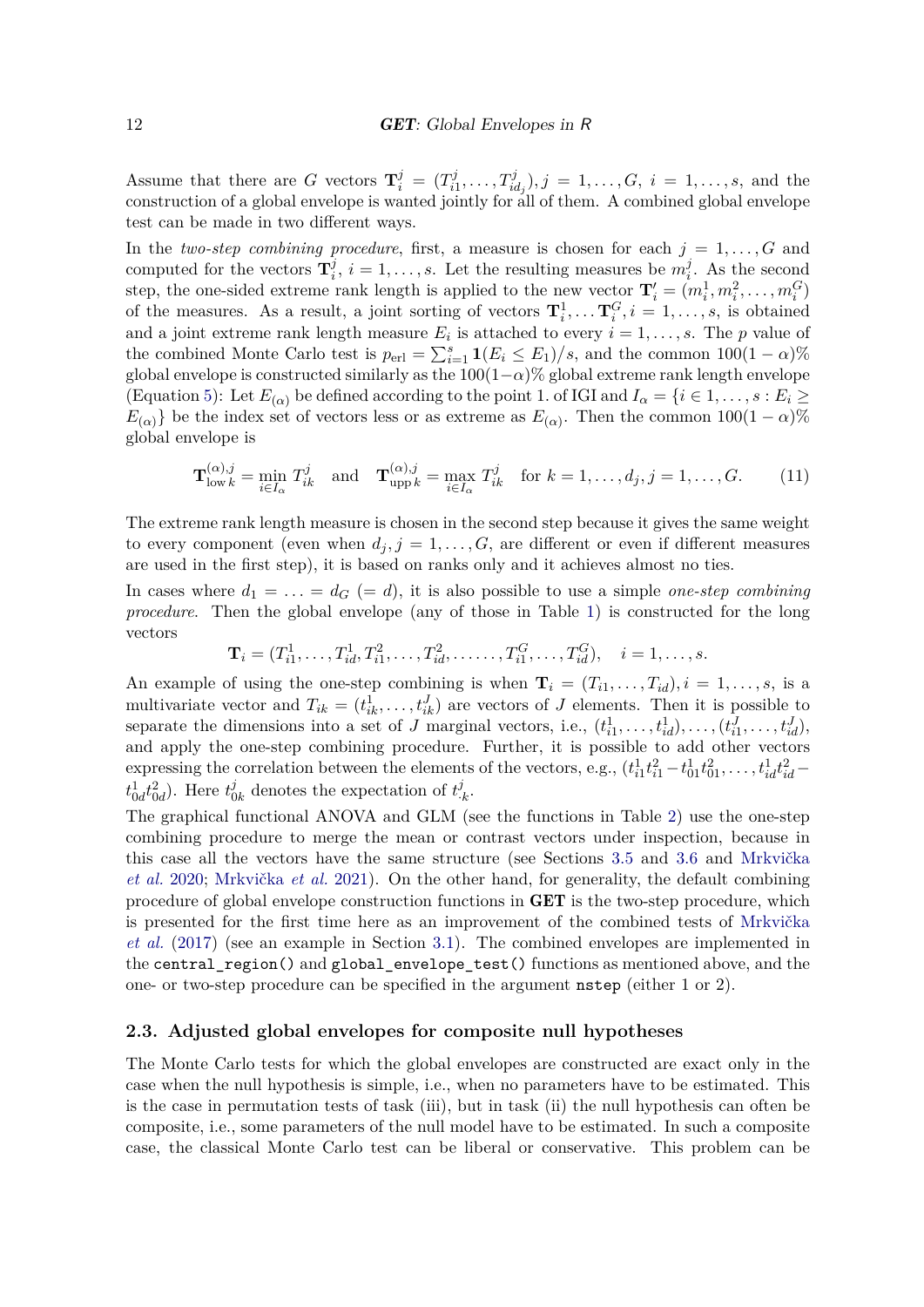Assume that there are $G$ vectors $\mathbf{T}_i^j = (T_{i1}^j, \ldots, T_{id_j}^j), j = 1, \ldots, G,\ i = 1, \ldots, s$, and the construction of a global envelope is wanted jointly for all of them. A combined global envelope test can be made in two different ways.

In the *two-step combining procedure*, first, a measure is chosen for each $j = 1, \ldots, G$ and computed for the vectors $\mathbf{T}_i^j$, $i = 1, \ldots, s$. Let the resulting measures be $m_i^j$. As the second step, the one-sided extreme rank length is applied to the new vector $\mathbf{T}_i' = (m_i^1, m_i^2, \ldots, m_i^G)$ of the measures. As a result, a joint sorting of vectors $\mathbf{T}_i^1, \ldots \mathbf{T}_i^G, i = 1, \ldots, s$, is obtained and a joint extreme rank length measure $E_i$ is attached to every $i = 1, \ldots, s$. The $p$ value of the combined Monte Carlo test is $p_{\text{erl}} = \sum_{i=1}^{s} \mathbf{1}(E_i \leq E_1)/s$, and the common $100(1-\alpha)\%$ global envelope is constructed similarly as the $100(1-\alpha)\%$ global extreme rank length envelope (Equation 5): Let $E_{(\alpha)}$ be defined according to the point 1. of IGI and $I_\alpha = \{i \in 1, \ldots, s : E_i \geq E_{(\alpha)}\}$ be the index set of vectors less or as extreme as $E_{(\alpha)}$. Then the common $100(1-\alpha)\%$ global envelope is

$$\mathbf{T}_{\text{low}\,k}^{(\alpha),j} = \min_{i \in I_\alpha} T_{ik}^j \quad \text{and} \quad \mathbf{T}_{\text{upp}\,k}^{(\alpha),j} = \max_{i \in I_\alpha} T_{ik}^j \quad \text{for } k = 1, \ldots, d_j, j = 1, \ldots, G. \tag{11}$$

The extreme rank length measure is chosen in the second step because it gives the same weight to every component (even when $d_j, j = 1, \ldots, G$, are different or even if different measures are used in the first step), it is based on ranks only and it achieves almost no ties.

In cases where $d_1 = \ldots = d_G\ (= d)$, it is also possible to use a simple *one-step combining procedure*. Then the global envelope (any of those in Table 1) is constructed for the long vectors

$$\mathbf{T}_i = (T_{i1}^1, \ldots, T_{id}^1, T_{i1}^2, \ldots, T_{id}^2, \ldots\ldots, T_{i1}^G, \ldots, T_{id}^G), \quad i = 1, \ldots, s.$$

An example of using the one-step combining is when $\mathbf{T}_i = (T_{i1}, \ldots, T_{id}), i = 1, \ldots, s$, is a multivariate vector and $T_{ik} = (t_{ik}^1, \ldots, t_{ik}^J)$ are vectors of $J$ elements. Then it is possible to separate the dimensions into a set of $J$ marginal vectors, i.e., $(t_{i1}^1, \ldots, t_{id}^1), \ldots, (t_{i1}^J, \ldots, t_{id}^J)$, and apply the one-step combining procedure. Further, it is possible to add other vectors expressing the correlation between the elements of the vectors, e.g., $(t_{i1}^1 t_{i1}^2 - t_{01}^1 t_{01}^2, \ldots, t_{id}^1 t_{id}^2 - t_{0d}^1 t_{0d}^2)$. Here $t_{0k}^j$ denotes the expectation of $t_{\cdot k}^j$.

The graphical functional ANOVA and GLM (see the functions in Table 2) use the one-step combining procedure to merge the mean or contrast vectors under inspection, because in this case all the vectors have the same structure (see Sections 3.5 and 3.6 and Mrkvička *et al.* 2020; Mrkvička *et al.* 2021). On the other hand, for generality, the default combining procedure of global envelope construction functions in **GET** is the two-step procedure, which is presented for the first time here as an improvement of the combined tests of Mrkvička *et al.* (2017) (see an example in Section 3.1). The combined envelopes are implemented in the `central_region()` and `global_envelope_test()` functions as mentioned above, and the one- or two-step procedure can be specified in the argument `nstep` (either 1 or 2).

### 2.3. Adjusted global envelopes for composite null hypotheses

The Monte Carlo tests for which the global envelopes are constructed are exact only in the case when the null hypothesis is simple, i.e., when no parameters have to be estimated. This is the case in permutation tests of task (iii), but in task (ii) the null hypothesis can often be composite, i.e., some parameters of the null model have to be estimated. In such a composite case, the classical Monte Carlo test can be liberal or conservative. This problem can be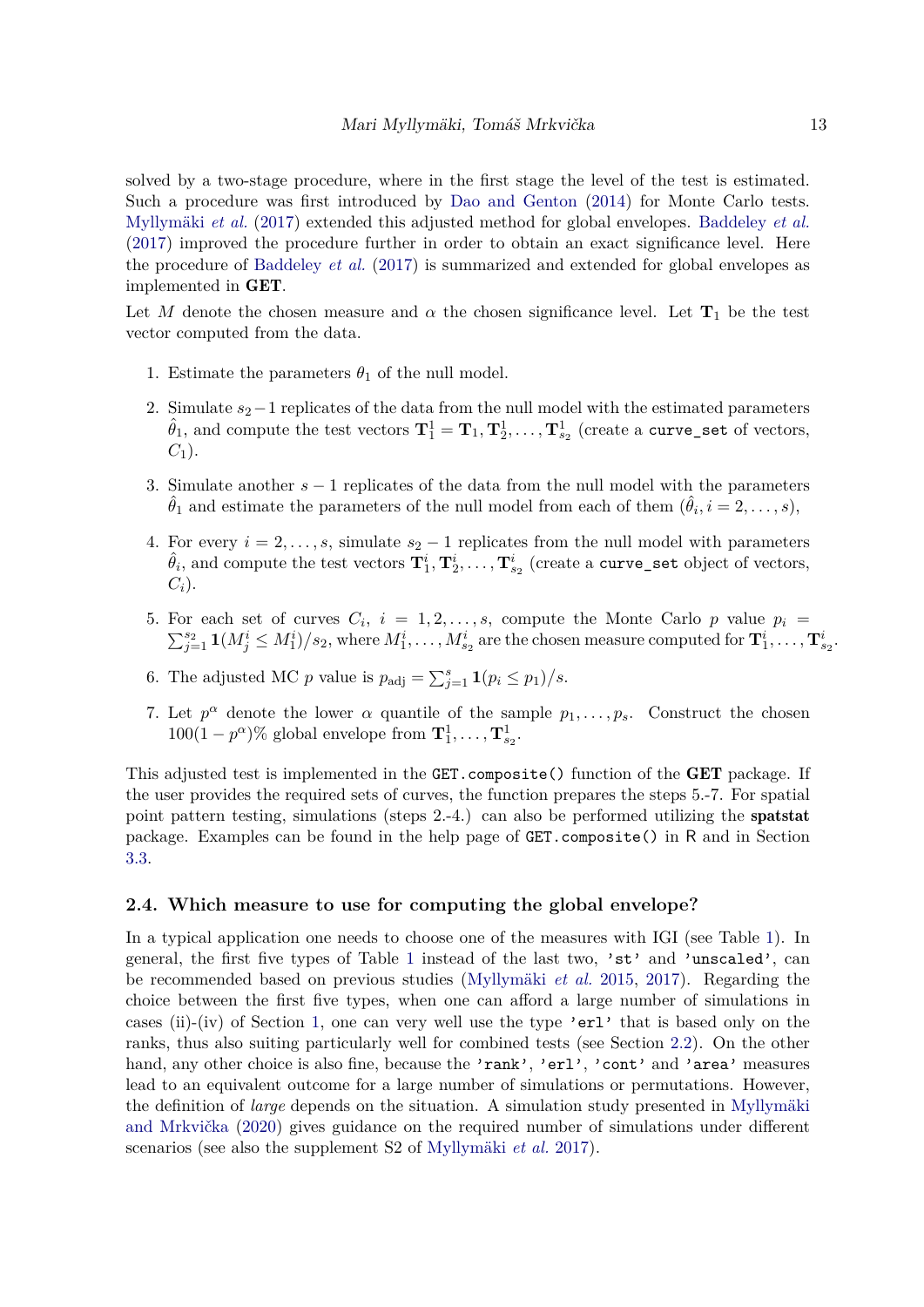solved by a two-stage procedure, where in the first stage the level of the test is estimated. Such a procedure was first introduced by Dao and Genton (2014) for Monte Carlo tests. Myllymäki *et al.* (2017) extended this adjusted method for global envelopes. Baddeley *et al.* (2017) improved the procedure further in order to obtain an exact significance level. Here the procedure of Baddeley *et al.* (2017) is summarized and extended for global envelopes as implemented in **GET**.

Let $M$ denote the chosen measure and $\alpha$ the chosen significance level. Let $\mathbf{T}_1$ be the test vector computed from the data.

1. Estimate the parameters $\theta_1$ of the null model.

2. Simulate $s_2 - 1$ replicates of the data from the null model with the estimated parameters $\hat{\theta}_1$, and compute the test vectors $\mathbf{T}_1^1 = \mathbf{T}_1, \mathbf{T}_2^1, \ldots, \mathbf{T}_{s_2}^1$ (create a `curve_set` of vectors, $C_1$).

3. Simulate another $s - 1$ replicates of the data from the null model with the parameters $\hat{\theta}_1$ and estimate the parameters of the null model from each of them ($\hat{\theta}_i, i = 2, \ldots, s$),

4. For every $i = 2, \ldots, s$, simulate $s_2 - 1$ replicates from the null model with parameters $\hat{\theta}_i$, and compute the test vectors $\mathbf{T}_1^i, \mathbf{T}_2^i, \ldots, \mathbf{T}_{s_2}^i$ (create a `curve_set` object of vectors, $C_i$).

5. For each set of curves $C_i$, $i = 1, 2, \ldots, s$, compute the Monte Carlo $p$ value $p_i = \sum_{j=1}^{s_2} \mathbf{1}(M_j^i \leq M_1^i)/s_2$, where $M_1^i, \ldots, M_{s_2}^i$ are the chosen measure computed for $\mathbf{T}_1^i, \ldots, \mathbf{T}_{s_2}^i$.

6. The adjusted MC $p$ value is $p_{\text{adj}} = \sum_{j=1}^{s} \mathbf{1}(p_i \leq p_1)/s$.

7. Let $p^\alpha$ denote the lower $\alpha$ quantile of the sample $p_1, \ldots, p_s$. Construct the chosen $100(1 - p^\alpha)\%$ global envelope from $\mathbf{T}_1^1, \ldots, \mathbf{T}_{s_2}^1$.

This adjusted test is implemented in the `GET.composite()` function of the **GET** package. If the user provides the required sets of curves, the function prepares the steps 5.-7. For spatial point pattern testing, simulations (steps 2.-4.) can also be performed utilizing the **spatstat** package. Examples can be found in the help page of `GET.composite()` in R and in Section 3.3.

## 2.4. Which measure to use for computing the global envelope?

In a typical application one needs to choose one of the measures with IGI (see Table 1). In general, the first five types of Table 1 instead of the last two, `'st'` and `'unscaled'`, can be recommended based on previous studies (Myllymäki *et al.* 2015, 2017). Regarding the choice between the first five types, when one can afford a large number of simulations in cases (ii)-(iv) of Section 1, one can very well use the type `'erl'` that is based only on the ranks, thus also suiting particularly well for combined tests (see Section 2.2). On the other hand, any other choice is also fine, because the `'rank'`, `'erl'`, `'cont'` and `'area'` measures lead to an equivalent outcome for a large number of simulations or permutations. However, the definition of *large* depends on the situation. A simulation study presented in Myllymäki and Mrkvička (2020) gives guidance on the required number of simulations under different scenarios (see also the supplement S2 of Myllymäki *et al.* 2017).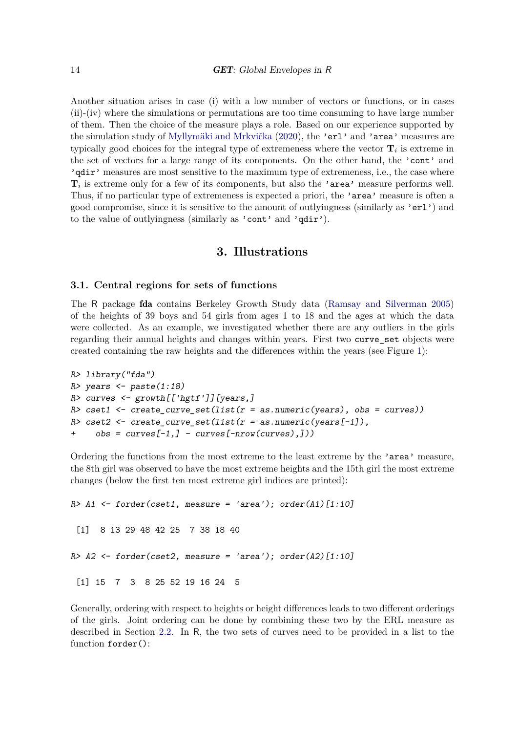Another situation arises in case (i) with a low number of vectors or functions, or in cases (ii)-(iv) where the simulations or permutations are too time consuming to have large number of them. Then the choice of the measure plays a role. Based on our experience supported by the simulation study of Myllymäki and Mrkvička (2020), the 'erl' and 'area' measures are typically good choices for the integral type of extremeness where the vector $\mathbf{T}_i$ is extreme in the set of vectors for a large range of its components. On the other hand, the 'cont' and 'qdir' measures are most sensitive to the maximum type of extremeness, i.e., the case where $\mathbf{T}_i$ is extreme only for a few of its components, but also the 'area' measure performs well. Thus, if no particular type of extremeness is expected a priori, the 'area' measure is often a good compromise, since it is sensitive to the amount of outlyingness (similarly as 'erl') and to the value of outlyingness (similarly as 'cont' and 'qdir').

# 3. Illustrations

## 3.1. Central regions for sets of functions

The R package **fda** contains Berkeley Growth Study data (Ramsay and Silverman 2005) of the heights of 39 boys and 54 girls from ages 1 to 18 and the ages at which the data were collected. As an example, we investigated whether there are any outliers in the girls regarding their annual heights and changes within years. First two curve_set objects were created containing the raw heights and the differences within the years (see Figure 1):

```
R> library("fda")
R> years <- paste(1:18)
R> curves <- growth[['hgtf']][years,]
R> cset1 <- create_curve_set(list(r = as.numeric(years), obs = curves))
R> cset2 <- create_curve_set(list(r = as.numeric(years[-1]),
+    obs = curves[-1,] - curves[-nrow(curves),]))
```

Ordering the functions from the most extreme to the least extreme by the 'area' measure, the 8th girl was observed to have the most extreme heights and the 15th girl the most extreme changes (below the first ten most extreme girl indices are printed):

```
R> A1 <- forder(cset1, measure = 'area'); order(A1)[1:10]

 [1]  8 13 29 48 42 25  7 38 18 40

R> A2 <- forder(cset2, measure = 'area'); order(A2)[1:10]

 [1] 15  7  3  8 25 52 19 16 24  5
```

Generally, ordering with respect to heights or height differences leads to two different orderings of the girls. Joint ordering can be done by combining these two by the ERL measure as described in Section 2.2. In R, the two sets of curves need to be provided in a list to the function forder():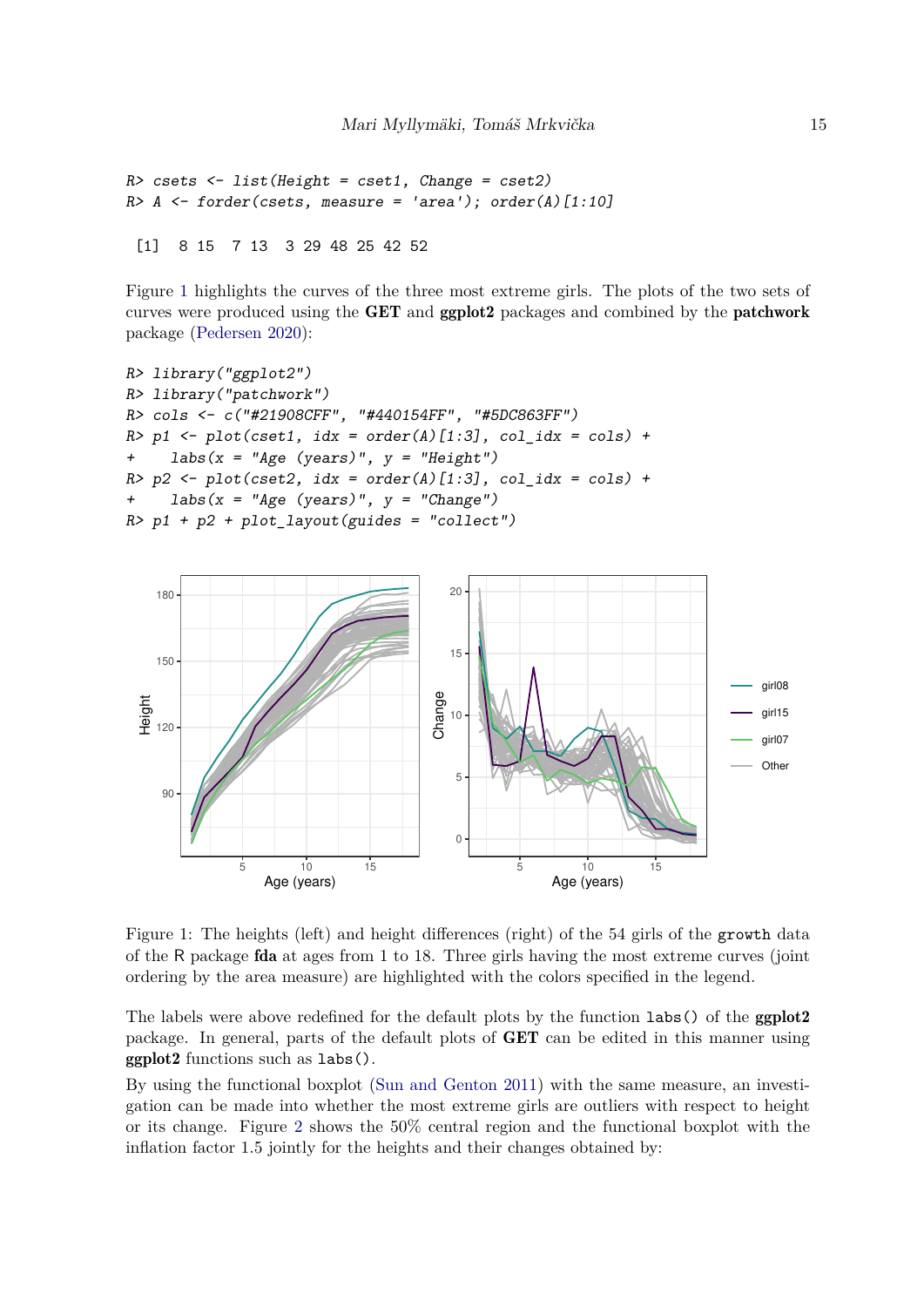```
R> csets <- list(Height = cset1, Change = cset2)
R> A <- forder(csets, measure = 'area'); order(A)[1:10]
```

```
 [1]  8 15  7 13  3 29 48 25 42 52
```

Figure 1 highlights the curves of the three most extreme girls. The plots of the two sets of curves were produced using the **GET** and **ggplot2** packages and combined by the **patchwork** package (Pedersen 2020):

```
R> library("ggplot2")
R> library("patchwork")
R> cols <- c("#21908CFF", "#440154FF", "#5DC863FF")
R> p1 <- plot(cset1, idx = order(A)[1:3], col_idx = cols) +
+    labs(x = "Age (years)", y = "Height")
R> p2 <- plot(cset2, idx = order(A)[1:3], col_idx = cols) +
+    labs(x = "Age (years)", y = "Change")
R> p1 + p2 + plot_layout(guides = "collect")
```

Figure 1: The heights (left) and height differences (right) of the 54 girls of the `growth` data of the R package **fda** at ages from 1 to 18. Three girls having the most extreme curves (joint ordering by the area measure) are highlighted with the colors specified in the legend.

The labels were above redefined for the default plots by the function `labs()` of the **ggplot2** package. In general, parts of the default plots of **GET** can be edited in this manner using **ggplot2** functions such as `labs()`.

By using the functional boxplot (Sun and Genton 2011) with the same measure, an investigation can be made into whether the most extreme girls are outliers with respect to height or its change. Figure 2 shows the 50% central region and the functional boxplot with the inflation factor 1.5 jointly for the heights and their changes obtained by: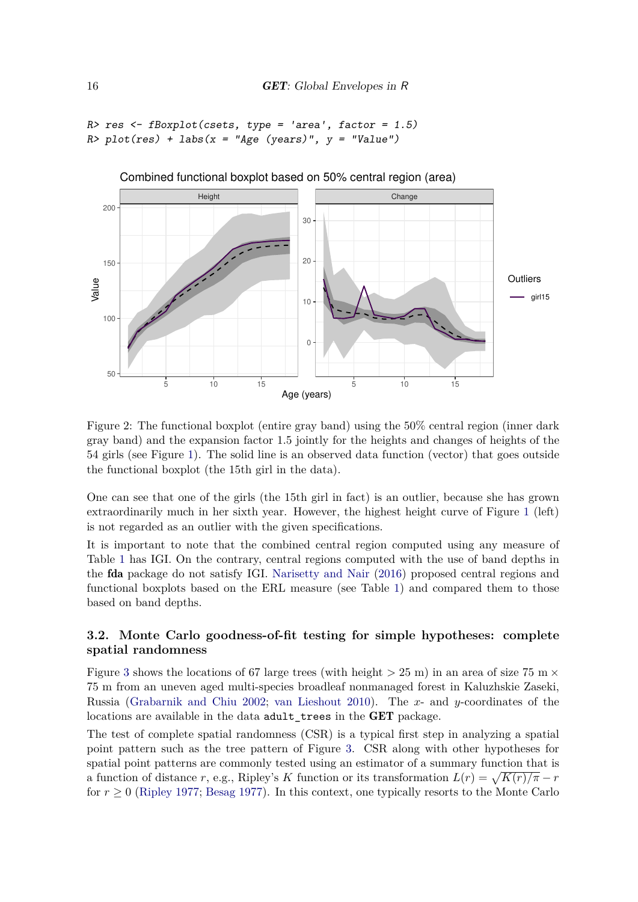```
R> res <- fBoxplot(csets, type = 'area', factor = 1.5)
R> plot(res) + labs(x = "Age (years)", y = "Value")
```

Figure 2: The functional boxplot (entire gray band) using the 50% central region (inner dark gray band) and the expansion factor 1.5 jointly for the heights and changes of heights of the 54 girls (see Figure 1). The solid line is an observed data function (vector) that goes outside the functional boxplot (the 15th girl in the data).

One can see that one of the girls (the 15th girl in fact) is an outlier, because she has grown extraordinarily much in her sixth year. However, the highest height curve of Figure 1 (left) is not regarded as an outlier with the given specifications.

It is important to note that the combined central region computed using any measure of Table 1 has IGI. On the contrary, central regions computed with the use of band depths in the **fda** package do not satisfy IGI. Narisetty and Nair (2016) proposed central regions and functional boxplots based on the ERL measure (see Table 1) and compared them to those based on band depths.

### 3.2. Monte Carlo goodness-of-fit testing for simple hypotheses: complete spatial randomness

Figure 3 shows the locations of 67 large trees (with height $> 25$ m) in an area of size 75 m $\times$ 75 m from an uneven aged multi-species broadleaf nonmanaged forest in Kaluzhskie Zaseki, Russia (Grabarnik and Chiu 2002; van Lieshout 2010). The $x$- and $y$-coordinates of the locations are available in the data `adult_trees` in the **GET** package.

The test of complete spatial randomness (CSR) is a typical first step in analyzing a spatial point pattern such as the tree pattern of Figure 3. CSR along with other hypotheses for spatial point patterns are commonly tested using an estimator of a summary function that is a function of distance $r$, e.g., Ripley's $K$ function or its transformation $L(r) = \sqrt{K(r)/\pi} - r$ for $r \geq 0$ (Ripley 1977; Besag 1977). In this context, one typically resorts to the Monte Carlo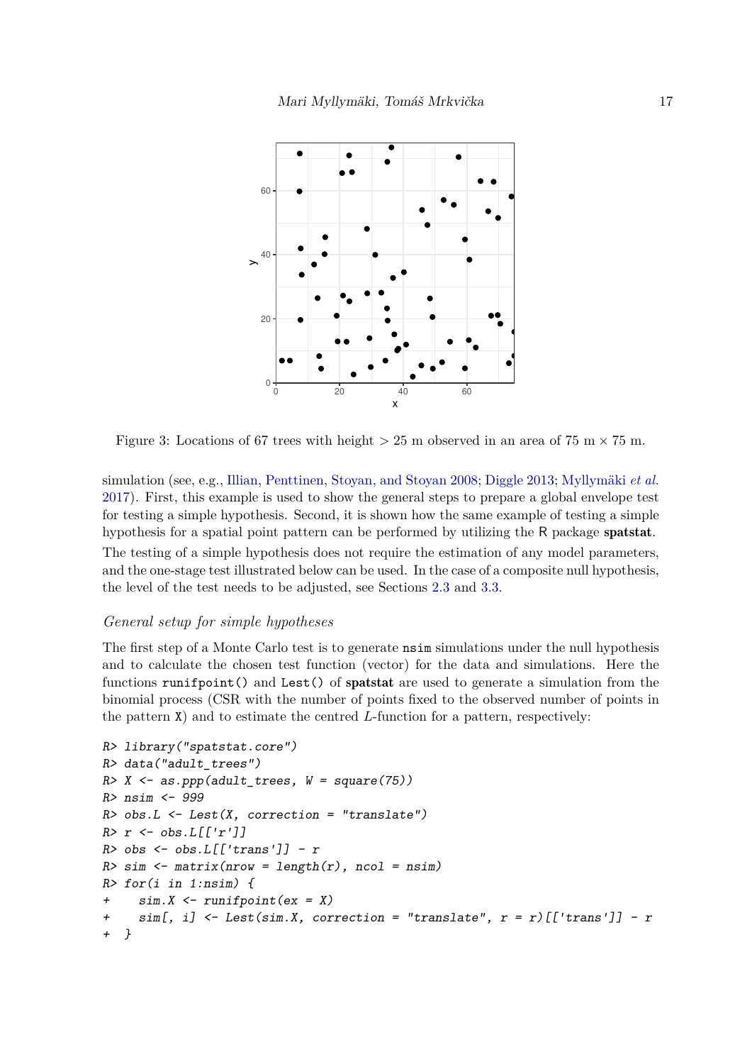Figure 3: Locations of 67 trees with height > 25 m observed in an area of 75 m × 75 m.

simulation (see, e.g., Illian, Penttinen, Stoyan, and Stoyan 2008; Diggle 2013; Myllymäki *et al.* 2017). First, this example is used to show the general steps to prepare a global envelope test for testing a simple hypothesis. Second, it is shown how the same example of testing a simple hypothesis for a spatial point pattern can be performed by utilizing the R package **spatstat**. The testing of a simple hypothesis does not require the estimation of any model parameters, and the one-stage test illustrated below can be used. In the case of a composite null hypothesis, the level of the test needs to be adjusted, see Sections 2.3 and 3.3.

*General setup for simple hypotheses*

The first step of a Monte Carlo test is to generate `nsim` simulations under the null hypothesis and to calculate the chosen test function (vector) for the data and simulations. Here the functions `runifpoint()` and `Lest()` of **spatstat** are used to generate a simulation from the binomial process (CSR with the number of points fixed to the observed number of points in the pattern `X`) and to estimate the centred $L$-function for a pattern, respectively:

```
R> library("spatstat.core")
R> data("adult_trees")
R> X <- as.ppp(adult_trees, W = square(75))
R> nsim <- 999
R> obs.L <- Lest(X, correction = "translate")
R> r <- obs.L[['r']]
R> obs <- obs.L[['trans']] - r
R> sim <- matrix(nrow = length(r), ncol = nsim)
R> for(i in 1:nsim) {
+    sim.X <- runifpoint(ex = X)
+    sim[, i] <- Lest(sim.X, correction = "translate", r = r)[['trans']] - r
+  }
```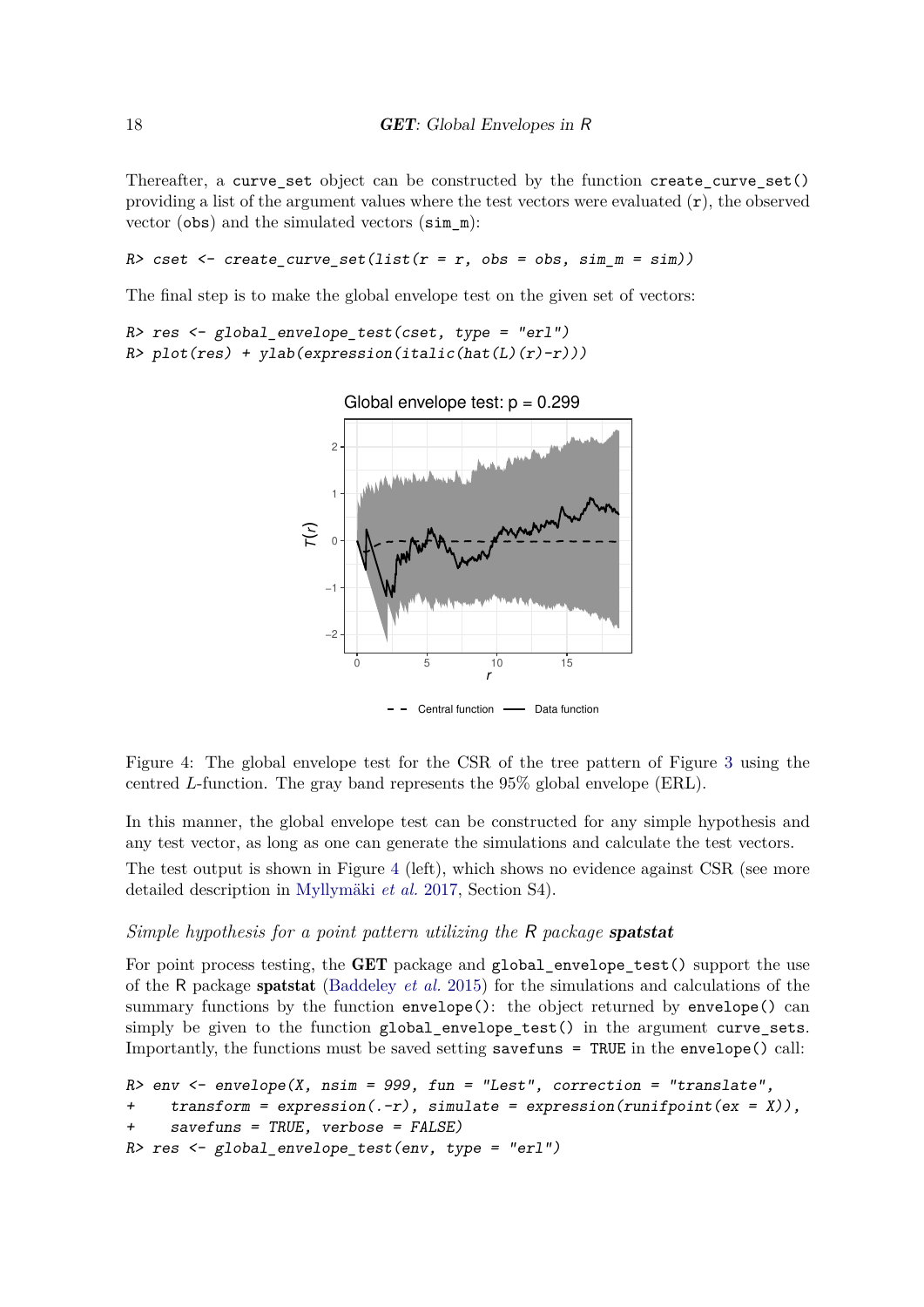Thereafter, a `curve_set` object can be constructed by the function `create_curve_set()` providing a list of the argument values where the test vectors were evaluated (`r`), the observed vector (`obs`) and the simulated vectors (`sim_m`):

```
R> cset <- create_curve_set(list(r = r, obs = obs, sim_m = sim))
```

The final step is to make the global envelope test on the given set of vectors:

```
R> res <- global_envelope_test(cset, type = "erl")
R> plot(res) + ylab(expression(italic(hat(L)(r)-r)))
```

Figure 4: The global envelope test for the CSR of the tree pattern of Figure 3 using the centred $L$-function. The gray band represents the 95% global envelope (ERL).

In this manner, the global envelope test can be constructed for any simple hypothesis and any test vector, as long as one can generate the simulations and calculate the test vectors.

The test output is shown in Figure 4 (left), which shows no evidence against CSR (see more detailed description in Myllymäki *et al.* 2017, Section S4).

*Simple hypothesis for a point pattern utilizing the* R *package* ***spatstat***

For point process testing, the **GET** package and `global_envelope_test()` support the use of the R package **spatstat** (Baddeley *et al.* 2015) for the simulations and calculations of the summary functions by the function `envelope()`: the object returned by `envelope()` can simply be given to the function `global_envelope_test()` in the argument `curve_sets`. Importantly, the functions must be saved setting `savefuns = TRUE` in the `envelope()` call:

```
R> env <- envelope(X, nsim = 999, fun = "Lest", correction = "translate",
+    transform = expression(.-r), simulate = expression(runifpoint(ex = X)),
+    savefuns = TRUE, verbose = FALSE)
R> res <- global_envelope_test(env, type = "erl")
```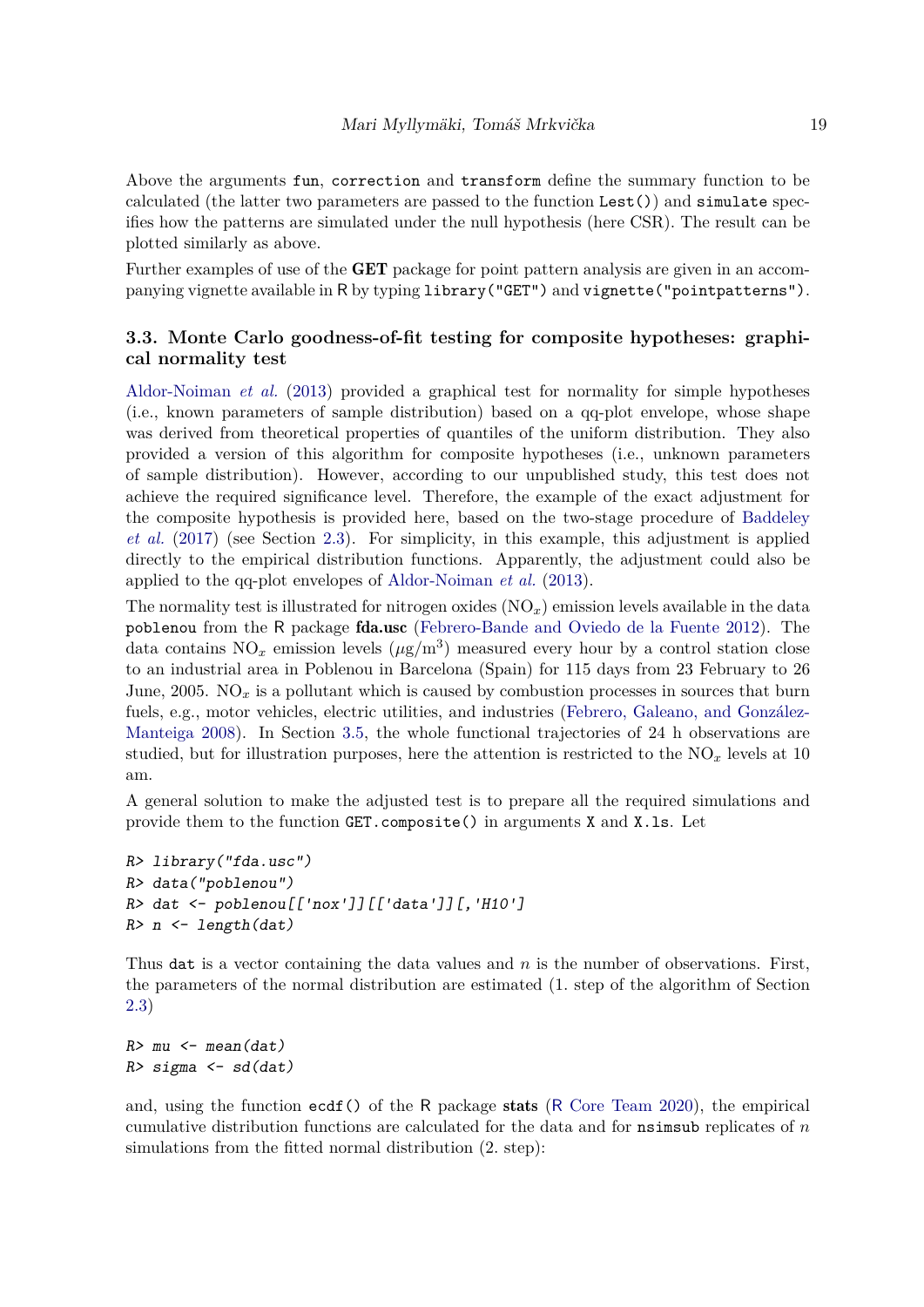Above the arguments `fun`, `correction` and `transform` define the summary function to be calculated (the latter two parameters are passed to the function `Lest()`) and `simulate` specifies how the patterns are simulated under the null hypothesis (here CSR). The result can be plotted similarly as above.

Further examples of use of the **GET** package for point pattern analysis are given in an accompanying vignette available in R by typing `library("GET")` and `vignette("pointpatterns")`.

### 3.3. Monte Carlo goodness-of-fit testing for composite hypotheses: graphical normality test

Aldor-Noiman *et al.* (2013) provided a graphical test for normality for simple hypotheses (i.e., known parameters of sample distribution) based on a qq-plot envelope, whose shape was derived from theoretical properties of quantiles of the uniform distribution. They also provided a version of this algorithm for composite hypotheses (i.e., unknown parameters of sample distribution). However, according to our unpublished study, this test does not achieve the required significance level. Therefore, the example of the exact adjustment for the composite hypothesis is provided here, based on the two-stage procedure of Baddeley *et al.* (2017) (see Section 2.3). For simplicity, in this example, this adjustment is applied directly to the empirical distribution functions. Apparently, the adjustment could also be applied to the qq-plot envelopes of Aldor-Noiman *et al.* (2013).

The normality test is illustrated for nitrogen oxides ($NO_x$) emission levels available in the data `poblenou` from the R package **fda.usc** (Febrero-Bande and Oviedo de la Fuente 2012). The data contains $NO_x$ emission levels ($\mu g/m^3$) measured every hour by a control station close to an industrial area in Poblenou in Barcelona (Spain) for 115 days from 23 February to 26 June, 2005. $NO_x$ is a pollutant which is caused by combustion processes in sources that burn fuels, e.g., motor vehicles, electric utilities, and industries (Febrero, Galeano, and González-Manteiga 2008). In Section 3.5, the whole functional trajectories of 24 h observations are studied, but for illustration purposes, here the attention is restricted to the $NO_x$ levels at 10 am.

A general solution to make the adjusted test is to prepare all the required simulations and provide them to the function `GET.composite()` in arguments `X` and `X.ls`. Let

```
R> library("fda.usc")
R> data("poblenou")
R> dat <- poblenou[['nox']][['data']][,'H10']
R> n <- length(dat)
```

Thus `dat` is a vector containing the data values and $n$ is the number of observations. First, the parameters of the normal distribution are estimated (1. step of the algorithm of Section 2.3)

```
R> mu <- mean(dat)
R> sigma <- sd(dat)
```

and, using the function `ecdf()` of the R package **stats** (R Core Team 2020), the empirical cumulative distribution functions are calculated for the data and for `nsimsub` replicates of $n$ simulations from the fitted normal distribution (2. step):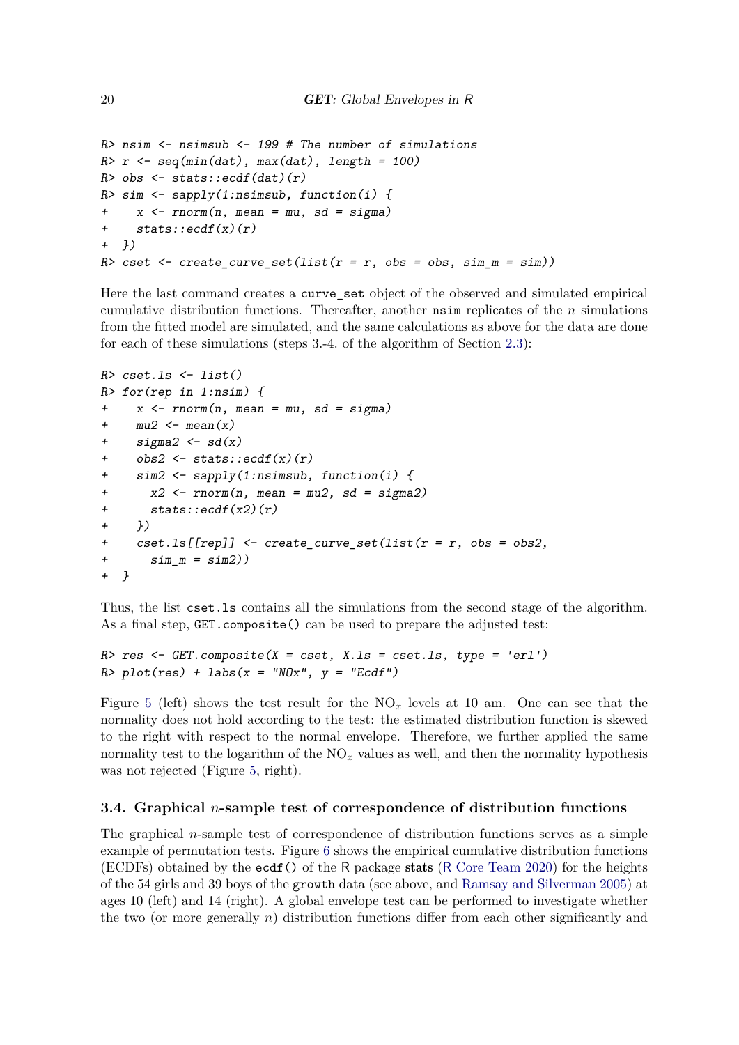```
R> nsim <- nsimsub <- 199 # The number of simulations
R> r <- seq(min(dat), max(dat), length = 100)
R> obs <- stats::ecdf(dat)(r)
R> sim <- sapply(1:nsimsub, function(i) {
+    x <- rnorm(n, mean = mu, sd = sigma)
+    stats::ecdf(x)(r)
+  })
R> cset <- create_curve_set(list(r = r, obs = obs, sim_m = sim))
```

Here the last command creates a `curve_set` object of the observed and simulated empirical cumulative distribution functions. Thereafter, another `nsim` replicates of the $n$ simulations from the fitted model are simulated, and the same calculations as above for the data are done for each of these simulations (steps 3.-4. of the algorithm of Section 2.3):

```
R> cset.ls <- list()
R> for(rep in 1:nsim) {
+    x <- rnorm(n, mean = mu, sd = sigma)
+    mu2 <- mean(x)
+    sigma2 <- sd(x)
+    obs2 <- stats::ecdf(x)(r)
+    sim2 <- sapply(1:nsimsub, function(i) {
+      x2 <- rnorm(n, mean = mu2, sd = sigma2)
+      stats::ecdf(x2)(r)
+    })
+    cset.ls[[rep]] <- create_curve_set(list(r = r, obs = obs2,
+      sim_m = sim2))
+  }
```

Thus, the list `cset.ls` contains all the simulations from the second stage of the algorithm. As a final step, `GET.composite()` can be used to prepare the adjusted test:

```
R> res <- GET.composite(X = cset, X.ls = cset.ls, type = 'erl')
R> plot(res) + labs(x = "NOx", y = "Ecdf")
```

Figure 5 (left) shows the test result for the $NO_x$ levels at 10 am. One can see that the normality does not hold according to the test: the estimated distribution function is skewed to the right with respect to the normal envelope. Therefore, we further applied the same normality test to the logarithm of the $NO_x$ values as well, and then the normality hypothesis was not rejected (Figure 5, right).

### 3.4. Graphical $n$-sample test of correspondence of distribution functions

The graphical $n$-sample test of correspondence of distribution functions serves as a simple example of permutation tests. Figure 6 shows the empirical cumulative distribution functions (ECDFs) obtained by the `ecdf()` of the R package **stats** (R Core Team 2020) for the heights of the 54 girls and 39 boys of the `growth` data (see above, and Ramsay and Silverman 2005) at ages 10 (left) and 14 (right). A global envelope test can be performed to investigate whether the two (or more generally $n$) distribution functions differ from each other significantly and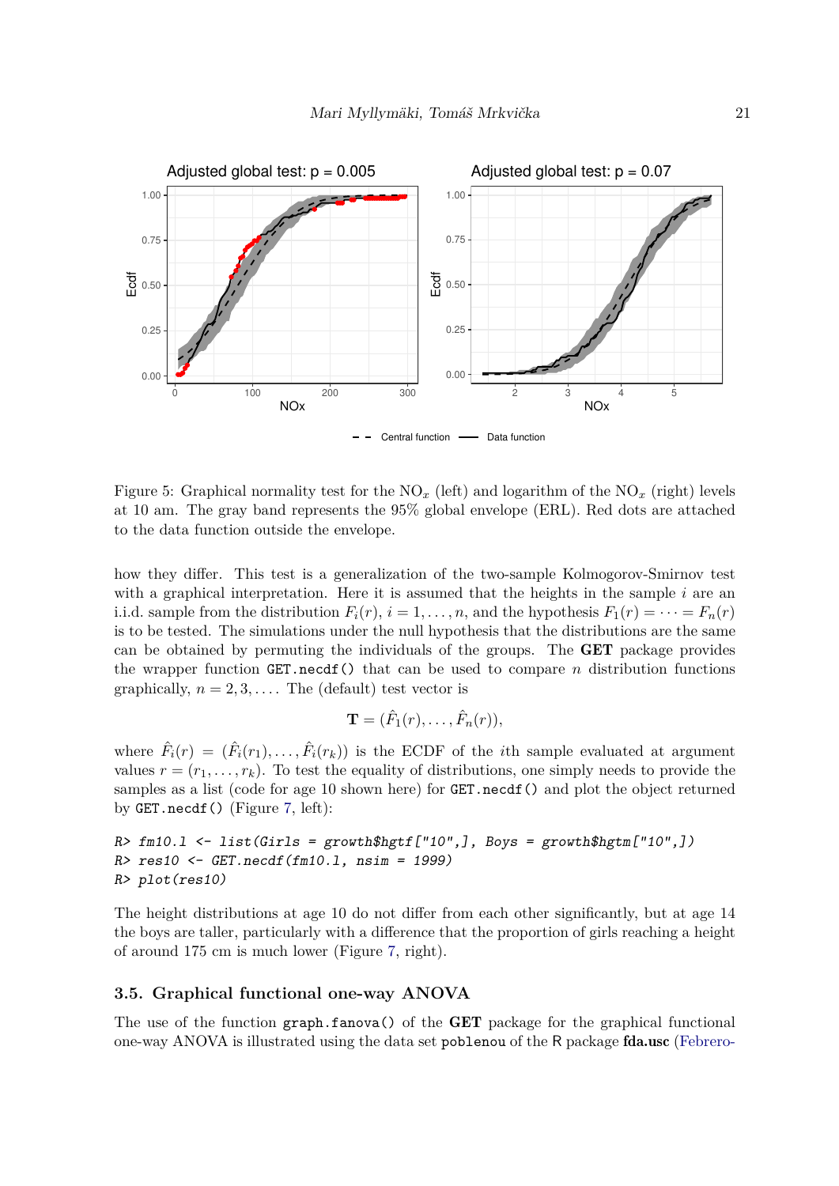Figure 5: Graphical normality test for the $NO_x$ (left) and logarithm of the $NO_x$ (right) levels at 10 am. The gray band represents the 95% global envelope (ERL). Red dots are attached to the data function outside the envelope.

how they differ. This test is a generalization of the two-sample Kolmogorov-Smirnov test with a graphical interpretation. Here it is assumed that the heights in the sample $i$ are an i.i.d. sample from the distribution $F_i(r)$, $i = 1, \ldots, n$, and the hypothesis $F_1(r) = \cdots = F_n(r)$ is to be tested. The simulations under the null hypothesis that the distributions are the same can be obtained by permuting the individuals of the groups. The **GET** package provides the wrapper function `GET.necdf()` that can be used to compare $n$ distribution functions graphically, $n = 2, 3, \ldots$. The (default) test vector is

$$\mathbf{T} = (\hat{F}_1(r), \ldots, \hat{F}_n(r)),$$

where $\hat{F}_i(r) = (\hat{F}_i(r_1), \ldots, \hat{F}_i(r_k))$ is the ECDF of the $i$th sample evaluated at argument values $r = (r_1, \ldots, r_k)$. To test the equality of distributions, one simply needs to provide the samples as a list (code for age 10 shown here) for `GET.necdf()` and plot the object returned by `GET.necdf()` (Figure 7, left):

```
R> fm10.l <- list(Girls = growth$hgtf["10",], Boys = growth$hgtm["10",])
R> res10 <- GET.necdf(fm10.l, nsim = 1999)
R> plot(res10)
```

The height distributions at age 10 do not differ from each other significantly, but at age 14 the boys are taller, particularly with a difference that the proportion of girls reaching a height of around 175 cm is much lower (Figure 7, right).

### 3.5. Graphical functional one-way ANOVA

The use of the function `graph.fanova()` of the **GET** package for the graphical functional one-way ANOVA is illustrated using the data set `poblenou` of the R package **fda.usc** (Febrero-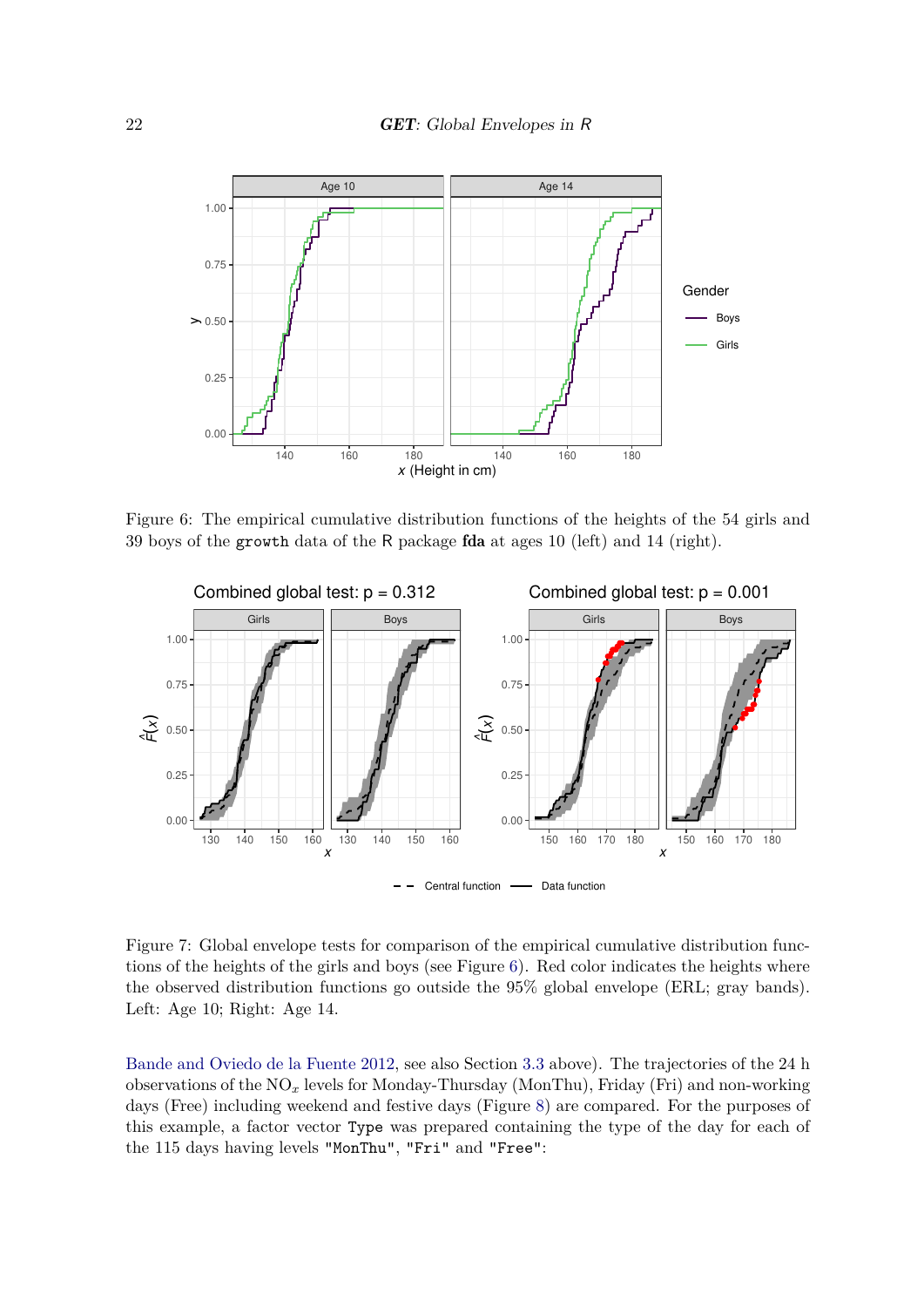Figure 6: The empirical cumulative distribution functions of the heights of the 54 girls and 39 boys of the `growth` data of the R package **fda** at ages 10 (left) and 14 (right).

Figure 7: Global envelope tests for comparison of the empirical cumulative distribution functions of the heights of the girls and boys (see Figure 6). Red color indicates the heights where the observed distribution functions go outside the 95% global envelope (ERL; gray bands). Left: Age 10; Right: Age 14.

Bande and Oviedo de la Fuente 2012, see also Section 3.3 above). The trajectories of the 24 h observations of the $NO_x$ levels for Monday-Thursday (MonThu), Friday (Fri) and non-working days (Free) including weekend and festive days (Figure 8) are compared. For the purposes of this example, a factor vector `Type` was prepared containing the type of the day for each of the 115 days having levels `"MonThu"`, `"Fri"` and `"Free"`: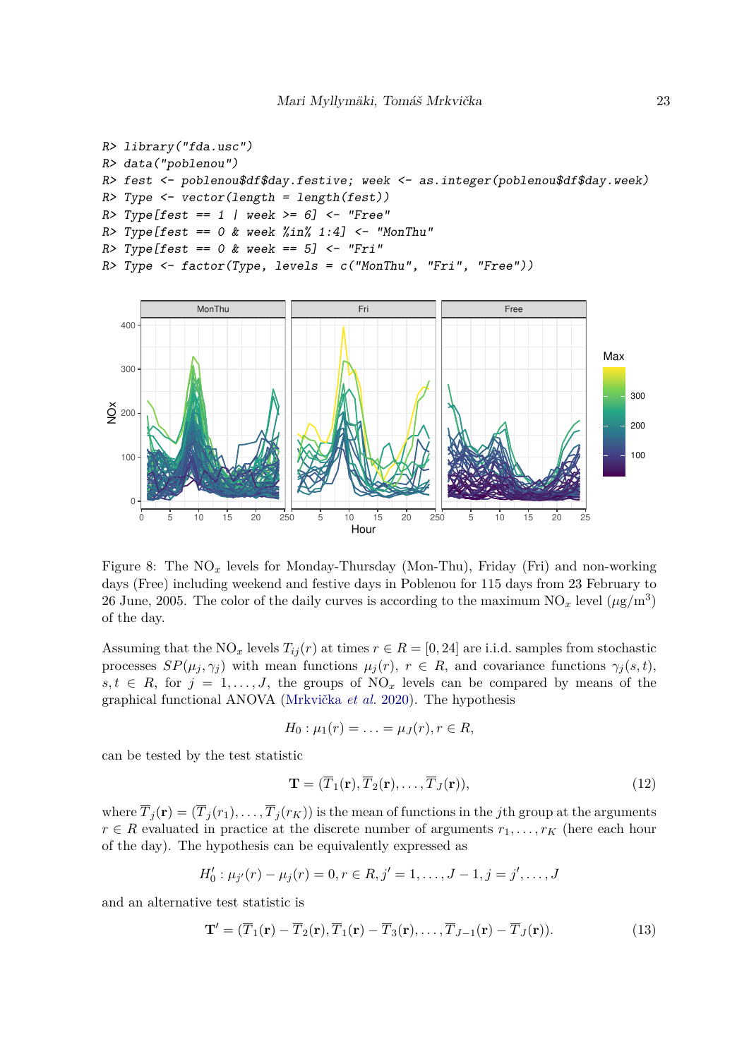```
R> library("fda.usc")
R> data("poblenou")
R> fest <- poblenou$df$day.festive; week <- as.integer(poblenou$df$day.week)
R> Type <- vector(length = length(fest))
R> Type[fest == 1 | week >= 6] <- "Free"
R> Type[fest == 0 & week %in% 1:4] <- "MonThu"
R> Type[fest == 0 & week == 5] <- "Fri"
R> Type <- factor(Type, levels = c("MonThu", "Fri", "Free"))
```

Figure 8: The $NO_x$ levels for Monday-Thursday (Mon-Thu), Friday (Fri) and non-working days (Free) including weekend and festive days in Poblenou for 115 days from 23 February to 26 June, 2005. The color of the daily curves is according to the maximum $NO_x$ level ($\mu$g/m$^3$) of the day.

Assuming that the $NO_x$ levels $T_{ij}(r)$ at times $r \in R = [0, 24]$ are i.i.d. samples from stochastic processes $SP(\mu_j, \gamma_j)$ with mean functions $\mu_j(r)$, $r \in R$, and covariance functions $\gamma_j(s, t)$, $s, t \in R$, for $j = 1, \ldots, J$, the groups of $NO_x$ levels can be compared by means of the graphical functional ANOVA (Mrkvička *et al.* 2020). The hypothesis

$$H_0 : \mu_1(r) = \ldots = \mu_J(r), r \in R,$$

can be tested by the test statistic

$$\mathbf{T} = (\overline{T}_1(\mathbf{r}), \overline{T}_2(\mathbf{r}), \ldots, \overline{T}_J(\mathbf{r})), \tag{12}$$

where $\overline{T}_j(\mathbf{r}) = (\overline{T}_j(r_1), \ldots, \overline{T}_j(r_K))$ is the mean of functions in the $j$th group at the arguments $r \in R$ evaluated in practice at the discrete number of arguments $r_1, \ldots, r_K$ (here each hour of the day). The hypothesis can be equivalently expressed as

$$H_0' : \mu_{j'}(r) - \mu_j(r) = 0, r \in R, j' = 1, \ldots, J-1, j = j', \ldots, J$$

and an alternative test statistic is

$$\mathbf{T}' = (\overline{T}_1(\mathbf{r}) - \overline{T}_2(\mathbf{r}), \overline{T}_1(\mathbf{r}) - \overline{T}_3(\mathbf{r}), \ldots, \overline{T}_{J-1}(\mathbf{r}) - \overline{T}_J(\mathbf{r})). \tag{13}$$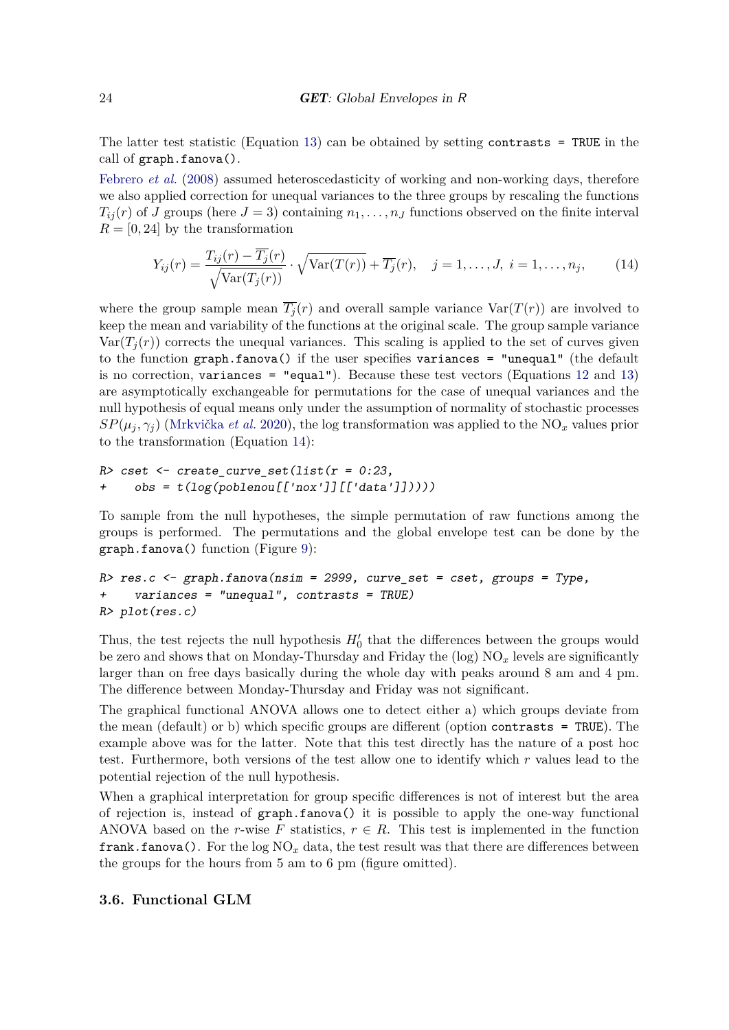The latter test statistic (Equation 13) can be obtained by setting `contrasts = TRUE` in the call of `graph.fanova()`.

Febrero *et al.* (2008) assumed heteroscedasticity of working and non-working days, therefore we also applied correction for unequal variances to the three groups by rescaling the functions $T_{ij}(r)$ of $J$ groups (here $J = 3$) containing $n_1, \ldots, n_J$ functions observed on the finite interval $R = [0, 24]$ by the transformation

$$Y_{ij}(r) = \frac{T_{ij}(r) - \overline{T_j}(r)}{\sqrt{\mathrm{Var}(T_j(r))}} \cdot \sqrt{\mathrm{Var}(T(r))} + \overline{T_j}(r), \quad j = 1, \ldots, J, \; i = 1, \ldots, n_j, \tag{14}$$

where the group sample mean $\overline{T_j}(r)$ and overall sample variance $\mathrm{Var}(T(r))$ are involved to keep the mean and variability of the functions at the original scale. The group sample variance $\mathrm{Var}(T_j(r))$ corrects the unequal variances. This scaling is applied to the set of curves given to the function `graph.fanova()` if the user specifies `variances = "unequal"` (the default is no correction, `variances = "equal"`). Because these test vectors (Equations 12 and 13) are asymptotically exchangeable for permutations for the case of unequal variances and the null hypothesis of equal means only under the assumption of normality of stochastic processes $SP(\mu_j, \gamma_j)$ (Mrkvička *et al.* 2020), the log transformation was applied to the $NO_x$ values prior to the transformation (Equation 14):

```
R> cset <- create_curve_set(list(r = 0:23,
+     obs = t(log(poblenou[['nox']][['data']]))))
```

To sample from the null hypotheses, the simple permutation of raw functions among the groups is performed. The permutations and the global envelope test can be done by the `graph.fanova()` function (Figure 9):

```
R> res.c <- graph.fanova(nsim = 2999, curve_set = cset, groups = Type,
+     variances = "unequal", contrasts = TRUE)
R> plot(res.c)
```

Thus, the test rejects the null hypothesis $H_0'$ that the differences between the groups would be zero and shows that on Monday-Thursday and Friday the (log) $NO_x$ levels are significantly larger than on free days basically during the whole day with peaks around 8 am and 4 pm. The difference between Monday-Thursday and Friday was not significant.

The graphical functional ANOVA allows one to detect either a) which groups deviate from the mean (default) or b) which specific groups are different (option `contrasts = TRUE`). The example above was for the latter. Note that this test directly has the nature of a post hoc test. Furthermore, both versions of the test allow one to identify which $r$ values lead to the potential rejection of the null hypothesis.

When a graphical interpretation for group specific differences is not of interest but the area of rejection is, instead of `graph.fanova()` it is possible to apply the one-way functional ANOVA based on the $r$-wise $F$ statistics, $r \in R$. This test is implemented in the function `frank.fanova()`. For the log $NO_x$ data, the test result was that there are differences between the groups for the hours from 5 am to 6 pm (figure omitted).

### 3.6. Functional GLM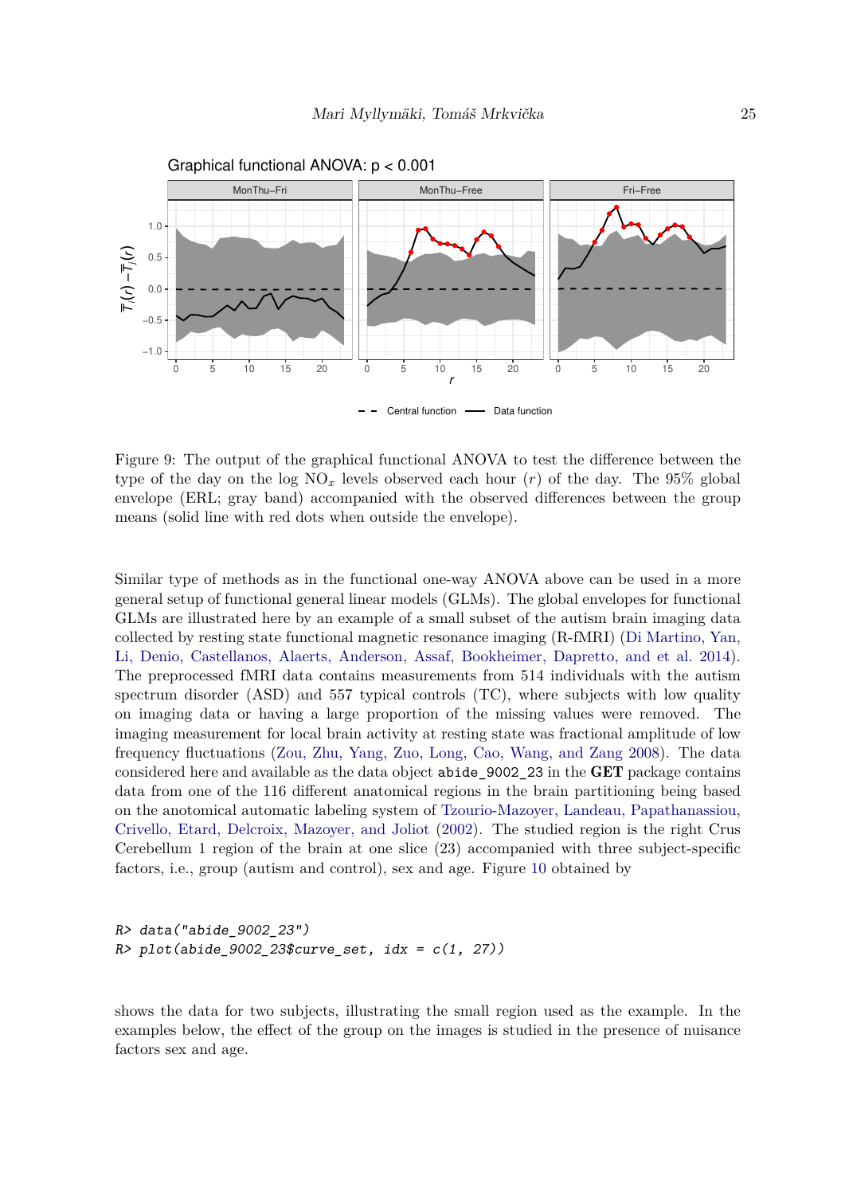Figure 9: The output of the graphical functional ANOVA to test the difference between the type of the day on the log $NO_x$ levels observed each hour ($r$) of the day. The 95% global envelope (ERL; gray band) accompanied with the observed differences between the group means (solid line with red dots when outside the envelope).

Similar type of methods as in the functional one-way ANOVA above can be used in a more general setup of functional general linear models (GLMs). The global envelopes for functional GLMs are illustrated here by an example of a small subset of the autism brain imaging data collected by resting state functional magnetic resonance imaging (R-fMRI) (Di Martino, Yan, Li, Denio, Castellanos, Alaerts, Anderson, Assaf, Bookheimer, Dapretto, and et al. 2014). The preprocessed fMRI data contains measurements from 514 individuals with the autism spectrum disorder (ASD) and 557 typical controls (TC), where subjects with low quality on imaging data or having a large proportion of the missing values were removed. The imaging measurement for local brain activity at resting state was fractional amplitude of low frequency fluctuations (Zou, Zhu, Yang, Zuo, Long, Cao, Wang, and Zang 2008). The data considered here and available as the data object `abide_9002_23` in the **GET** package contains data from one of the 116 different anatomical regions in the brain partitioning being based on the anotomical automatic labeling system of Tzourio-Mazoyer, Landeau, Papathanassiou, Crivello, Etard, Delcroix, Mazoyer, and Joliot (2002). The studied region is the right Crus Cerebellum 1 region of the brain at one slice (23) accompanied with three subject-specific factors, i.e., group (autism and control), sex and age. Figure 10 obtained by

```
R> data("abide_9002_23")
R> plot(abide_9002_23$curve_set, idx = c(1, 27))
```

shows the data for two subjects, illustrating the small region used as the example. In the examples below, the effect of the group on the images is studied in the presence of nuisance factors sex and age.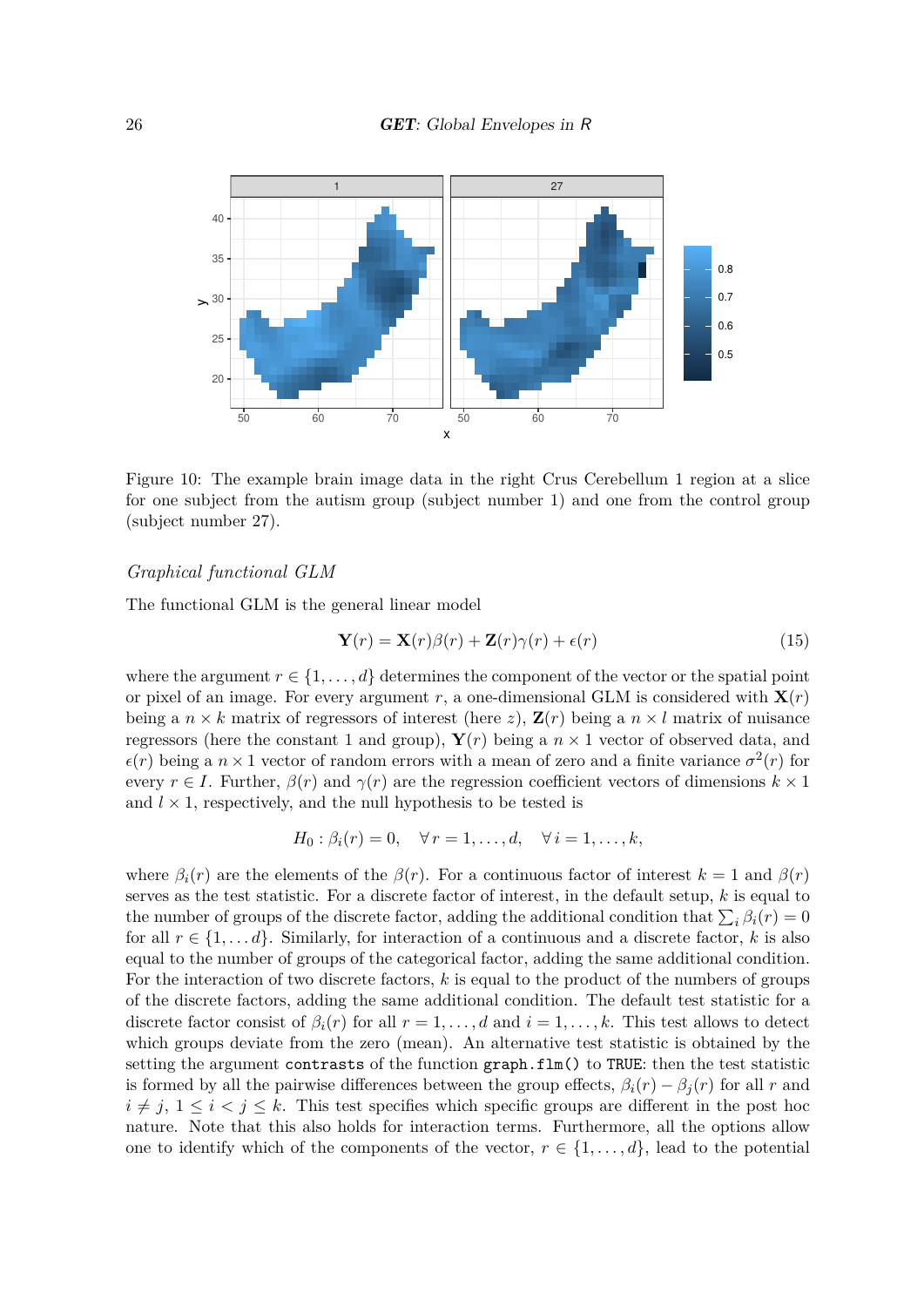Figure 10: The example brain image data in the right Crus Cerebellum 1 region at a slice for one subject from the autism group (subject number 1) and one from the control group (subject number 27).

*Graphical functional GLM*

The functional GLM is the general linear model

$$\mathbf{Y}(r) = \mathbf{X}(r)\beta(r) + \mathbf{Z}(r)\gamma(r) + \epsilon(r) \tag{15}$$

where the argument $r \in \{1, \ldots, d\}$ determines the component of the vector or the spatial point or pixel of an image. For every argument $r$, a one-dimensional GLM is considered with $\mathbf{X}(r)$ being a $n \times k$ matrix of regressors of interest (here $z$), $\mathbf{Z}(r)$ being a $n \times l$ matrix of nuisance regressors (here the constant 1 and group), $\mathbf{Y}(r)$ being a $n \times 1$ vector of observed data, and $\epsilon(r)$ being a $n \times 1$ vector of random errors with a mean of zero and a finite variance $\sigma^2(r)$ for every $r \in I$. Further, $\beta(r)$ and $\gamma(r)$ are the regression coefficient vectors of dimensions $k \times 1$ and $l \times 1$, respectively, and the null hypothesis to be tested is

$$H_0 : \beta_i(r) = 0, \quad \forall\, r = 1, \ldots, d, \quad \forall\, i = 1, \ldots, k,$$

where $\beta_i(r)$ are the elements of the $\beta(r)$. For a continuous factor of interest $k = 1$ and $\beta(r)$ serves as the test statistic. For a discrete factor of interest, in the default setup, $k$ is equal to the number of groups of the discrete factor, adding the additional condition that $\sum_i \beta_i(r) = 0$ for all $r \in \{1, \ldots d\}$. Similarly, for interaction of a continuous and a discrete factor, $k$ is also equal to the number of groups of the categorical factor, adding the same additional condition. For the interaction of two discrete factors, $k$ is equal to the product of the numbers of groups of the discrete factors, adding the same additional condition. The default test statistic for a discrete factor consist of $\beta_i(r)$ for all $r = 1, \ldots, d$ and $i = 1, \ldots, k$. This test allows to detect which groups deviate from the zero (mean). An alternative test statistic is obtained by the setting the argument `contrasts` of the function `graph.flm()` to `TRUE`: then the test statistic is formed by all the pairwise differences between the group effects, $\beta_i(r) - \beta_j(r)$ for all $r$ and $i \neq j$, $1 \leq i < j \leq k$. This test specifies which specific groups are different in the post hoc nature. Note that this also holds for interaction terms. Furthermore, all the options allow one to identify which of the components of the vector, $r \in \{1, \ldots, d\}$, lead to the potential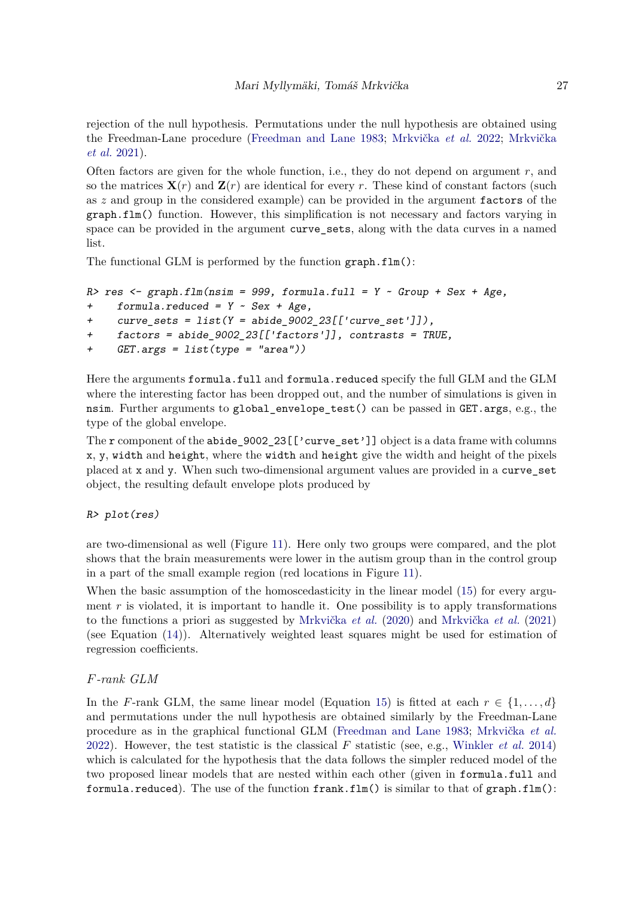rejection of the null hypothesis. Permutations under the null hypothesis are obtained using the Freedman-Lane procedure (Freedman and Lane 1983; Mrkvička *et al.* 2022; Mrkvička *et al.* 2021).

Often factors are given for the whole function, i.e., they do not depend on argument $r$, and so the matrices $\mathbf{X}(r)$ and $\mathbf{Z}(r)$ are identical for every $r$. These kind of constant factors (such as $z$ and group in the considered example) can be provided in the argument `factors` of the `graph.flm()` function. However, this simplification is not necessary and factors varying in space can be provided in the argument `curve_sets`, along with the data curves in a named list.

The functional GLM is performed by the function `graph.flm()`:

```
R> res <- graph.flm(nsim = 999, formula.full = Y ~ Group + Sex + Age,
+     formula.reduced = Y ~ Sex + Age,
+     curve_sets = list(Y = abide_9002_23[['curve_set']]),
+     factors = abide_9002_23[['factors']], contrasts = TRUE,
+     GET.args = list(type = "area"))
```

Here the arguments `formula.full` and `formula.reduced` specify the full GLM and the GLM where the interesting factor has been dropped out, and the number of simulations is given in `nsim`. Further arguments to `global_envelope_test()` can be passed in `GET.args`, e.g., the type of the global envelope.

The `r` component of the `abide_9002_23[['curve_set']]` object is a data frame with columns `x`, `y`, `width` and `height`, where the `width` and `height` give the width and height of the pixels placed at `x` and `y`. When such two-dimensional argument values are provided in a `curve_set` object, the resulting default envelope plots produced by

```
R> plot(res)
```

are two-dimensional as well (Figure 11). Here only two groups were compared, and the plot shows that the brain measurements were lower in the autism group than in the control group in a part of the small example region (red locations in Figure 11).

When the basic assumption of the homoscedasticity in the linear model (15) for every argument $r$ is violated, it is important to handle it. One possibility is to apply transformations to the functions a priori as suggested by Mrkvička *et al.* (2020) and Mrkvička *et al.* (2021) (see Equation (14)). Alternatively weighted least squares might be used for estimation of regression coefficients.

### *F-rank GLM*

In the $F$-rank GLM, the same linear model (Equation 15) is fitted at each $r \in \{1, \dots, d\}$ and permutations under the null hypothesis are obtained similarly by the Freedman-Lane procedure as in the graphical functional GLM (Freedman and Lane 1983; Mrkvička *et al.* 2022). However, the test statistic is the classical $F$ statistic (see, e.g., Winkler *et al.* 2014) which is calculated for the hypothesis that the data follows the simpler reduced model of the two proposed linear models that are nested within each other (given in `formula.full` and `formula.reduced`). The use of the function `frank.flm()` is similar to that of `graph.flm()`: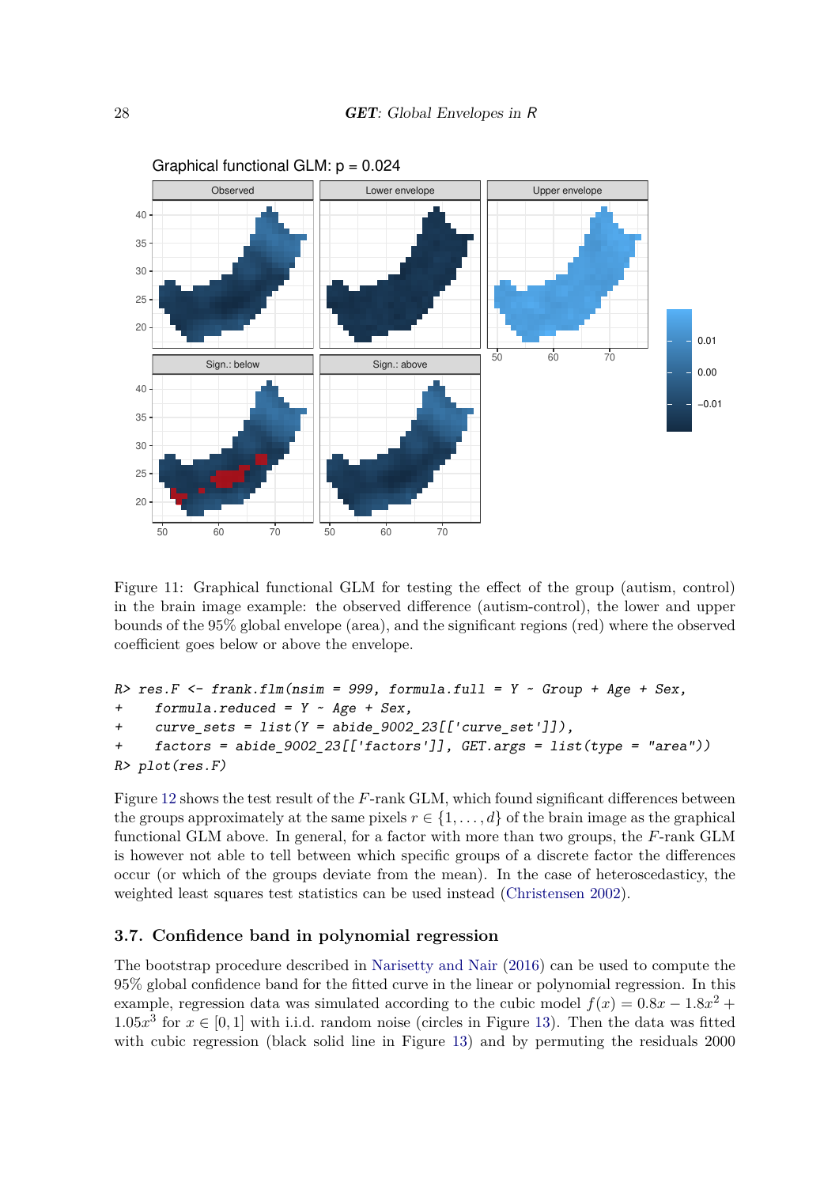Figure 11: Graphical functional GLM for testing the effect of the group (autism, control) in the brain image example: the observed difference (autism-control), the lower and upper bounds of the 95% global envelope (area), and the significant regions (red) where the observed coefficient goes below or above the envelope.

```
R> res.F <- frank.flm(nsim = 999, formula.full = Y ~ Group + Age + Sex,
+    formula.reduced = Y ~ Age + Sex,
+    curve_sets = list(Y = abide_9002_23[['curve_set']]),
+    factors = abide_9002_23[['factors']], GET.args = list(type = "area"))
R> plot(res.F)
```

Figure 12 shows the test result of the $F$-rank GLM, which found significant differences between the groups approximately at the same pixels $r \in \{1, \ldots, d\}$ of the brain image as the graphical functional GLM above. In general, for a factor with more than two groups, the $F$-rank GLM is however not able to tell between which specific groups of a discrete factor the differences occur (or which of the groups deviate from the mean). In the case of heteroscedasticity, the weighted least squares test statistics can be used instead (Christensen 2002).

### 3.7. Confidence band in polynomial regression

The bootstrap procedure described in Narisetty and Nair (2016) can be used to compute the 95% global confidence band for the fitted curve in the linear or polynomial regression. In this example, regression data was simulated according to the cubic model $f(x) = 0.8x - 1.8x^2 + 1.05x^3$ for $x \in [0, 1]$ with i.i.d. random noise (circles in Figure 13). Then the data was fitted with cubic regression (black solid line in Figure 13) and by permuting the residuals 2000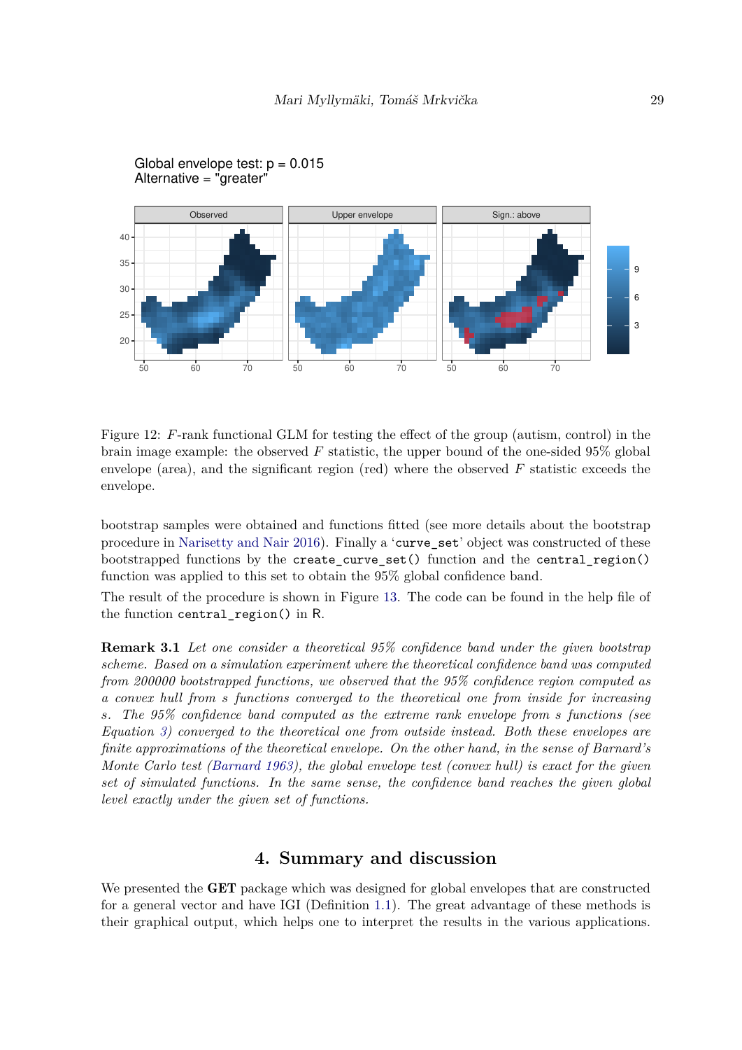Global envelope test: p = 0.015
Alternative = "greater"

Figure 12: $F$-rank functional GLM for testing the effect of the group (autism, control) in the brain image example: the observed $F$ statistic, the upper bound of the one-sided 95% global envelope (area), and the significant region (red) where the observed $F$ statistic exceeds the envelope.

bootstrap samples were obtained and functions fitted (see more details about the bootstrap procedure in Narisetty and Nair 2016). Finally a '`curve_set`' object was constructed of these bootstrapped functions by the `create_curve_set()` function and the `central_region()` function was applied to this set to obtain the 95% global confidence band.

The result of the procedure is shown in Figure 13. The code can be found in the help file of the function `central_region()` in R.

**Remark 3.1** *Let one consider a theoretical 95% confidence band under the given bootstrap scheme. Based on a simulation experiment where the theoretical confidence band was computed from 200000 bootstrapped functions, we observed that the 95% confidence region computed as a convex hull from $s$ functions converged to the theoretical one from inside for increasing $s$. The 95% confidence band computed as the extreme rank envelope from $s$ functions (see Equation 3) converged to the theoretical one from outside instead. Both these envelopes are finite approximations of the theoretical envelope. On the other hand, in the sense of Barnard's Monte Carlo test (Barnard 1963), the global envelope test (convex hull) is exact for the given set of simulated functions. In the same sense, the confidence band reaches the given global level exactly under the given set of functions.*

# 4. Summary and discussion

We presented the **GET** package which was designed for global envelopes that are constructed for a general vector and have IGI (Definition 1.1). The great advantage of these methods is their graphical output, which helps one to interpret the results in the various applications.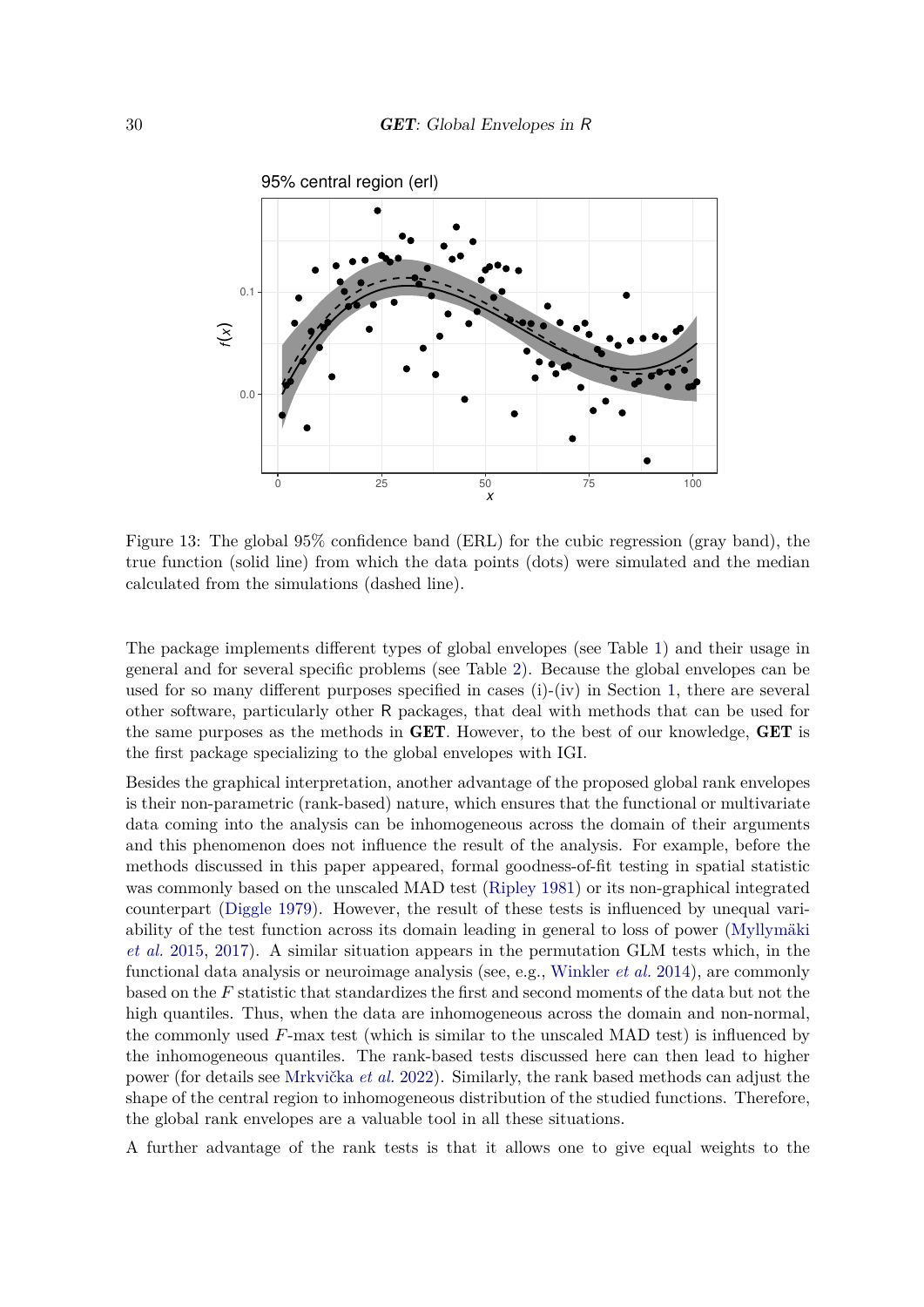Figure 13: The global 95% confidence band (ERL) for the cubic regression (gray band), the true function (solid line) from which the data points (dots) were simulated and the median calculated from the simulations (dashed line).

The package implements different types of global envelopes (see Table 1) and their usage in general and for several specific problems (see Table 2). Because the global envelopes can be used for so many different purposes specified in cases (i)-(iv) in Section 1, there are several other software, particularly other R packages, that deal with methods that can be used for the same purposes as the methods in **GET**. However, to the best of our knowledge, **GET** is the first package specializing to the global envelopes with IGI.

Besides the graphical interpretation, another advantage of the proposed global rank envelopes is their non-parametric (rank-based) nature, which ensures that the functional or multivariate data coming into the analysis can be inhomogeneous across the domain of their arguments and this phenomenon does not influence the result of the analysis. For example, before the methods discussed in this paper appeared, formal goodness-of-fit testing in spatial statistic was commonly based on the unscaled MAD test (Ripley 1981) or its non-graphical integrated counterpart (Diggle 1979). However, the result of these tests is influenced by unequal variability of the test function across its domain leading in general to loss of power (Myllymäki *et al.* 2015, 2017). A similar situation appears in the permutation GLM tests which, in the functional data analysis or neuroimage analysis (see, e.g., Winkler *et al.* 2014), are commonly based on the $F$ statistic that standardizes the first and second moments of the data but not the high quantiles. Thus, when the data are inhomogeneous across the domain and non-normal, the commonly used $F$-max test (which is similar to the unscaled MAD test) is influenced by the inhomogeneous quantiles. The rank-based tests discussed here can then lead to higher power (for details see Mrkvička *et al.* 2022). Similarly, the rank based methods can adjust the shape of the central region to inhomogeneous distribution of the studied functions. Therefore, the global rank envelopes are a valuable tool in all these situations.

A further advantage of the rank tests is that it allows one to give equal weights to the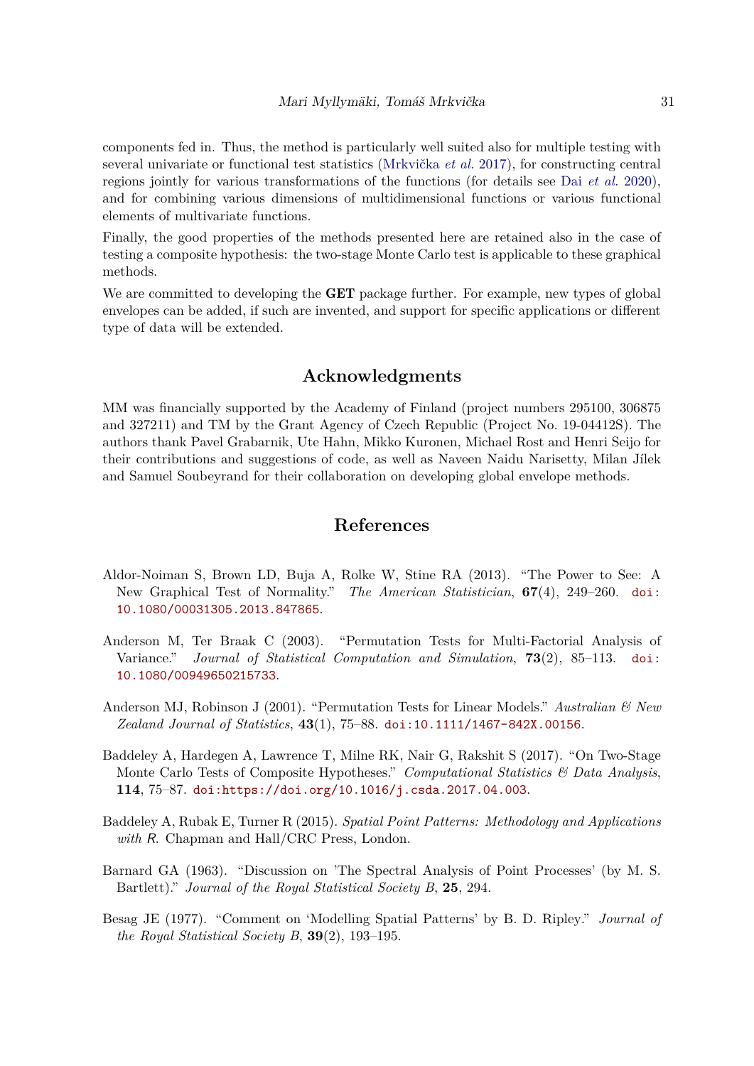components fed in. Thus, the method is particularly well suited also for multiple testing with several univariate or functional test statistics (Mrkvička *et al.* 2017), for constructing central regions jointly for various transformations of the functions (for details see Dai *et al.* 2020), and for combining various dimensions of multidimensional functions or various functional elements of multivariate functions.

Finally, the good properties of the methods presented here are retained also in the case of testing a composite hypothesis: the two-stage Monte Carlo test is applicable to these graphical methods.

We are committed to developing the **GET** package further. For example, new types of global envelopes can be added, if such are invented, and support for specific applications or different type of data will be extended.

## Acknowledgments

MM was financially supported by the Academy of Finland (project numbers 295100, 306875 and 327211) and TM by the Grant Agency of Czech Republic (Project No. 19-04412S). The authors thank Pavel Grabarnik, Ute Hahn, Mikko Kuronen, Michael Rost and Henri Seijo for their contributions and suggestions of code, as well as Naveen Naidu Narisetty, Milan Jílek and Samuel Soubeyrand for their collaboration on developing global envelope methods.

## References

Aldor-Noiman S, Brown LD, Buja A, Rolke W, Stine RA (2013). "The Power to See: A New Graphical Test of Normality." *The American Statistician*, **67**(4), 249–260. doi:10.1080/00031305.2013.847865.

Anderson M, Ter Braak C (2003). "Permutation Tests for Multi-Factorial Analysis of Variance." *Journal of Statistical Computation and Simulation*, **73**(2), 85–113. doi:10.1080/00949650215733.

Anderson MJ, Robinson J (2001). "Permutation Tests for Linear Models." *Australian & New Zealand Journal of Statistics*, **43**(1), 75–88. doi:10.1111/1467-842X.00156.

Baddeley A, Hardegen A, Lawrence T, Milne RK, Nair G, Rakshit S (2017). "On Two-Stage Monte Carlo Tests of Composite Hypotheses." *Computational Statistics & Data Analysis*, **114**, 75–87. doi:https://doi.org/10.1016/j.csda.2017.04.003.

Baddeley A, Rubak E, Turner R (2015). *Spatial Point Patterns: Methodology and Applications with R.* Chapman and Hall/CRC Press, London.

Barnard GA (1963). "Discussion on 'The Spectral Analysis of Point Processes' (by M. S. Bartlett)." *Journal of the Royal Statistical Society B*, **25**, 294.

Besag JE (1977). "Comment on 'Modelling Spatial Patterns' by B. D. Ripley." *Journal of the Royal Statistical Society B*, **39**(2), 193–195.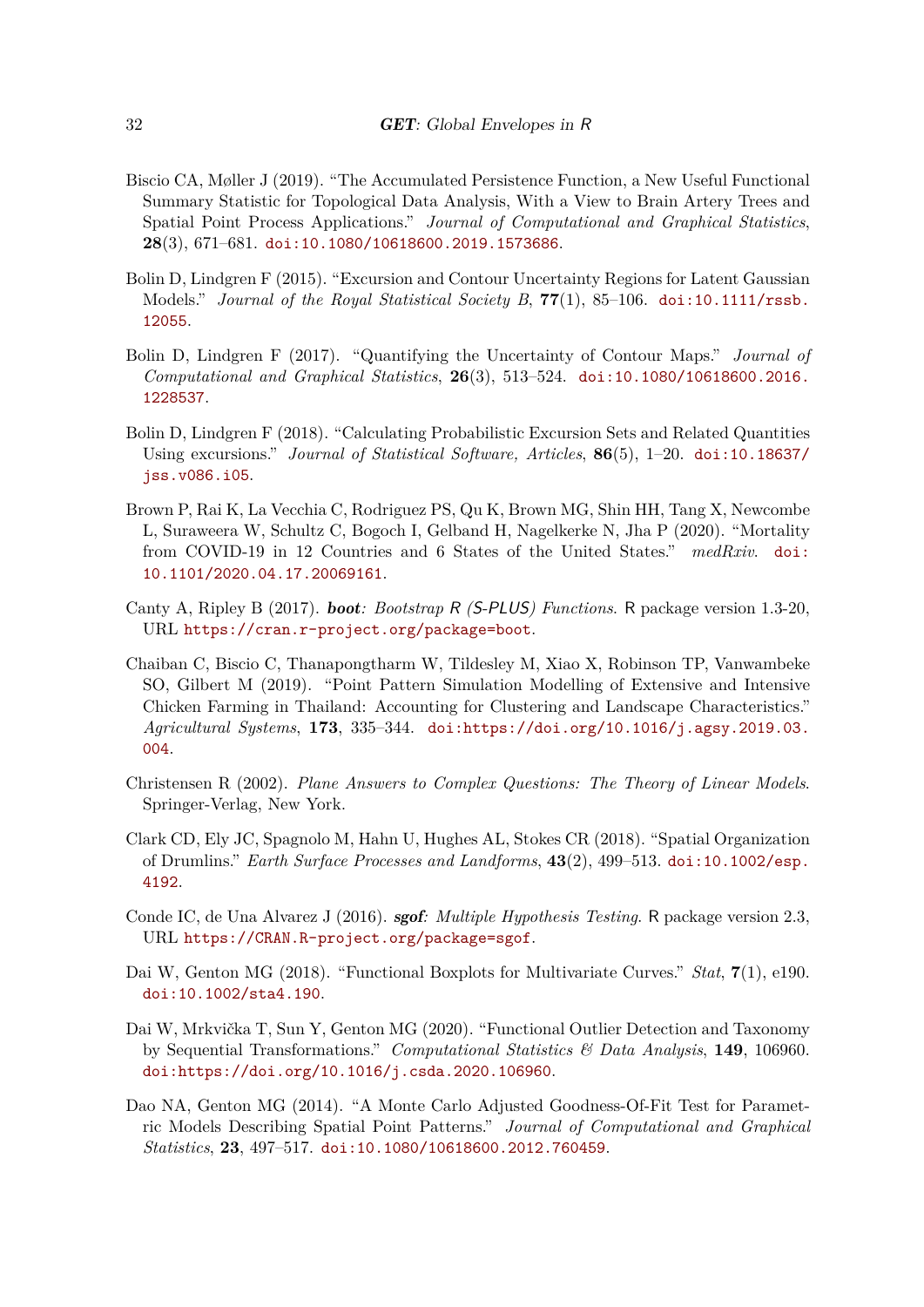Biscio CA, Møller J (2019). "The Accumulated Persistence Function, a New Useful Functional Summary Statistic for Topological Data Analysis, With a View to Brain Artery Trees and Spatial Point Process Applications." *Journal of Computational and Graphical Statistics*, **28**(3), 671–681. doi:10.1080/10618600.2019.1573686.

Bolin D, Lindgren F (2015). "Excursion and Contour Uncertainty Regions for Latent Gaussian Models." *Journal of the Royal Statistical Society B*, **77**(1), 85–106. doi:10.1111/rssb.12055.

Bolin D, Lindgren F (2017). "Quantifying the Uncertainty of Contour Maps." *Journal of Computational and Graphical Statistics*, **26**(3), 513–524. doi:10.1080/10618600.2016.1228537.

Bolin D, Lindgren F (2018). "Calculating Probabilistic Excursion Sets and Related Quantities Using excursions." *Journal of Statistical Software, Articles*, **86**(5), 1–20. doi:10.18637/jss.v086.i05.

Brown P, Rai K, La Vecchia C, Rodriguez PS, Qu K, Brown MG, Shin HH, Tang X, Newcombe L, Suraweera W, Schultz C, Bogoch I, Gelband H, Nagelkerke N, Jha P (2020). "Mortality from COVID-19 in 12 Countries and 6 States of the United States." *medRxiv*. doi:10.1101/2020.04.17.20069161.

Canty A, Ripley B (2017). ***boot**: Bootstrap R (S-PLUS) Functions*. R package version 1.3-20, URL https://cran.r-project.org/package=boot.

Chaiban C, Biscio C, Thanapongtharm W, Tildesley M, Xiao X, Robinson TP, Vanwambeke SO, Gilbert M (2019). "Point Pattern Simulation Modelling of Extensive and Intensive Chicken Farming in Thailand: Accounting for Clustering and Landscape Characteristics." *Agricultural Systems*, **173**, 335–344. doi:https://doi.org/10.1016/j.agsy.2019.03.004.

Christensen R (2002). *Plane Answers to Complex Questions: The Theory of Linear Models*. Springer-Verlag, New York.

Clark CD, Ely JC, Spagnolo M, Hahn U, Hughes AL, Stokes CR (2018). "Spatial Organization of Drumlins." *Earth Surface Processes and Landforms*, **43**(2), 499–513. doi:10.1002/esp.4192.

Conde IC, de Una Alvarez J (2016). ***sgof**: Multiple Hypothesis Testing*. R package version 2.3, URL https://CRAN.R-project.org/package=sgof.

Dai W, Genton MG (2018). "Functional Boxplots for Multivariate Curves." *Stat*, **7**(1), e190. doi:10.1002/sta4.190.

Dai W, Mrkvička T, Sun Y, Genton MG (2020). "Functional Outlier Detection and Taxonomy by Sequential Transformations." *Computational Statistics & Data Analysis*, **149**, 106960. doi:https://doi.org/10.1016/j.csda.2020.106960.

Dao NA, Genton MG (2014). "A Monte Carlo Adjusted Goodness-Of-Fit Test for Parametric Models Describing Spatial Point Patterns." *Journal of Computational and Graphical Statistics*, **23**, 497–517. doi:10.1080/10618600.2012.760459.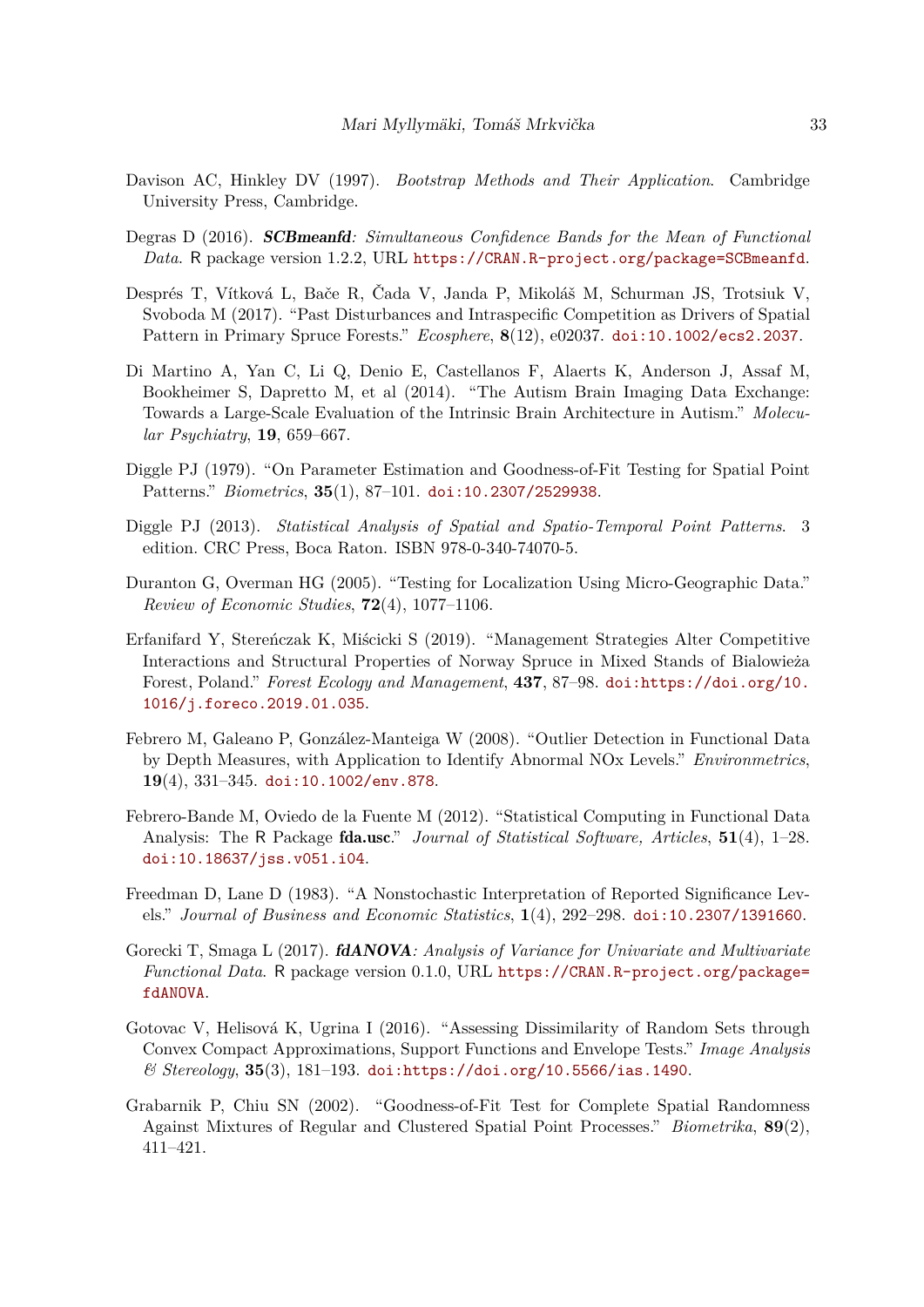Davison AC, Hinkley DV (1997). *Bootstrap Methods and Their Application*. Cambridge University Press, Cambridge.

Degras D (2016). ***SCBmeanfd**: Simultaneous Confidence Bands for the Mean of Functional Data*. R package version 1.2.2, URL https://CRAN.R-project.org/package=SCBmeanfd.

Després T, Vítková L, Bače R, Čada V, Janda P, Mikoláš M, Schurman JS, Trotsiuk V, Svoboda M (2017). "Past Disturbances and Intraspecific Competition as Drivers of Spatial Pattern in Primary Spruce Forests." *Ecosphere*, **8**(12), e02037. doi:10.1002/ecs2.2037.

Di Martino A, Yan C, Li Q, Denio E, Castellanos F, Alaerts K, Anderson J, Assaf M, Bookheimer S, Dapretto M, et al (2014). "The Autism Brain Imaging Data Exchange: Towards a Large-Scale Evaluation of the Intrinsic Brain Architecture in Autism." *Molecular Psychiatry*, **19**, 659–667.

Diggle PJ (1979). "On Parameter Estimation and Goodness-of-Fit Testing for Spatial Point Patterns." *Biometrics*, **35**(1), 87–101. doi:10.2307/2529938.

Diggle PJ (2013). *Statistical Analysis of Spatial and Spatio-Temporal Point Patterns*. 3 edition. CRC Press, Boca Raton. ISBN 978-0-340-74070-5.

Duranton G, Overman HG (2005). "Testing for Localization Using Micro-Geographic Data." *Review of Economic Studies*, **72**(4), 1077–1106.

Erfanifard Y, Stereńczak K, Miścicki S (2019). "Management Strategies Alter Competitive Interactions and Structural Properties of Norway Spruce in Mixed Stands of Bialowieża Forest, Poland." *Forest Ecology and Management*, **437**, 87–98. doi:https://doi.org/10.1016/j.foreco.2019.01.035.

Febrero M, Galeano P, González-Manteiga W (2008). "Outlier Detection in Functional Data by Depth Measures, with Application to Identify Abnormal NOx Levels." *Environmetrics*, **19**(4), 331–345. doi:10.1002/env.878.

Febrero-Bande M, Oviedo de la Fuente M (2012). "Statistical Computing in Functional Data Analysis: The R Package **fda.usc**." *Journal of Statistical Software, Articles*, **51**(4), 1–28. doi:10.18637/jss.v051.i04.

Freedman D, Lane D (1983). "A Nonstochastic Interpretation of Reported Significance Levels." *Journal of Business and Economic Statistics*, **1**(4), 292–298. doi:10.2307/1391660.

Gorecki T, Smaga L (2017). ***fdANOVA**: Analysis of Variance for Univariate and Multivariate Functional Data*. R package version 0.1.0, URL https://CRAN.R-project.org/package=fdANOVA.

Gotovac V, Helisová K, Ugrina I (2016). "Assessing Dissimilarity of Random Sets through Convex Compact Approximations, Support Functions and Envelope Tests." *Image Analysis & Stereology*, **35**(3), 181–193. doi:https://doi.org/10.5566/ias.1490.

Grabarnik P, Chiu SN (2002). "Goodness-of-Fit Test for Complete Spatial Randomness Against Mixtures of Regular and Clustered Spatial Point Processes." *Biometrika*, **89**(2), 411–421.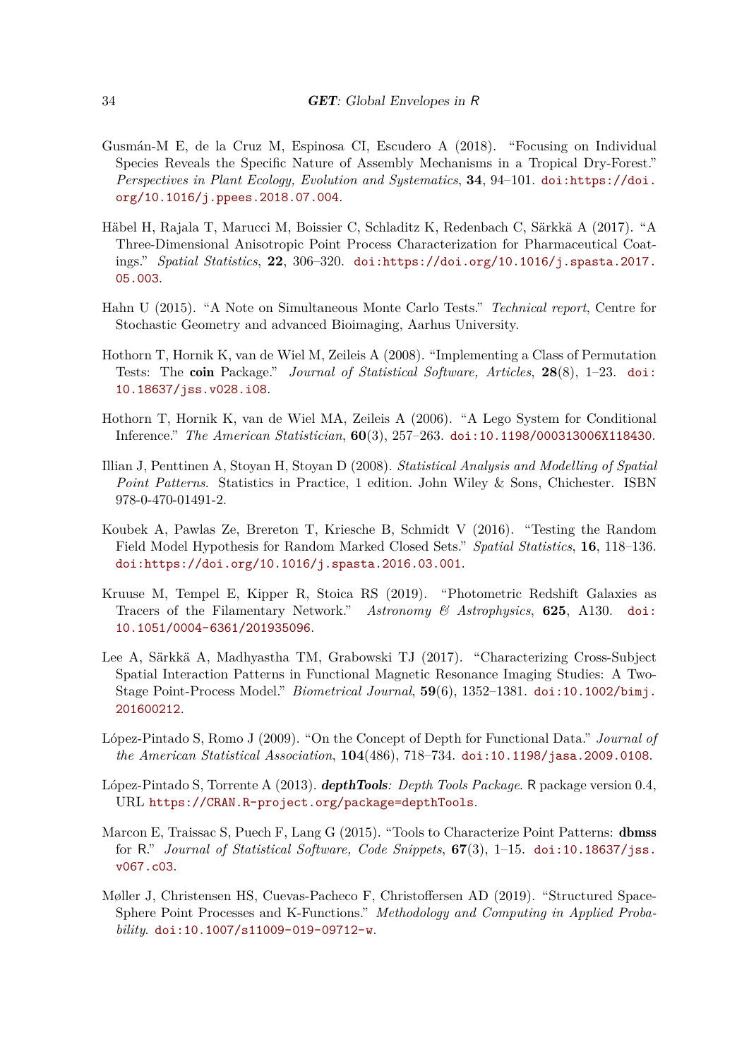Gusmán-M E, de la Cruz M, Espinosa CI, Escudero A (2018). "Focusing on Individual Species Reveals the Specific Nature of Assembly Mechanisms in a Tropical Dry-Forest." *Perspectives in Plant Ecology, Evolution and Systematics*, **34**, 94–101. doi:https://doi.org/10.1016/j.ppees.2018.07.004.

Häbel H, Rajala T, Marucci M, Boissier C, Schladitz K, Redenbach C, Särkkä A (2017). "A Three-Dimensional Anisotropic Point Process Characterization for Pharmaceutical Coatings." *Spatial Statistics*, **22**, 306–320. doi:https://doi.org/10.1016/j.spasta.2017.05.003.

Hahn U (2015). "A Note on Simultaneous Monte Carlo Tests." *Technical report*, Centre for Stochastic Geometry and advanced Bioimaging, Aarhus University.

Hothorn T, Hornik K, van de Wiel M, Zeileis A (2008). "Implementing a Class of Permutation Tests: The **coin** Package." *Journal of Statistical Software, Articles*, **28**(8), 1–23. doi:10.18637/jss.v028.i08.

Hothorn T, Hornik K, van de Wiel MA, Zeileis A (2006). "A Lego System for Conditional Inference." *The American Statistician*, **60**(3), 257–263. doi:10.1198/000313006X118430.

Illian J, Penttinen A, Stoyan H, Stoyan D (2008). *Statistical Analysis and Modelling of Spatial Point Patterns*. Statistics in Practice, 1 edition. John Wiley & Sons, Chichester. ISBN 978-0-470-01491-2.

Koubek A, Pawlas Ze, Brereton T, Kriesche B, Schmidt V (2016). "Testing the Random Field Model Hypothesis for Random Marked Closed Sets." *Spatial Statistics*, **16**, 118–136. doi:https://doi.org/10.1016/j.spasta.2016.03.001.

Kruuse M, Tempel E, Kipper R, Stoica RS (2019). "Photometric Redshift Galaxies as Tracers of the Filamentary Network." *Astronomy & Astrophysics*, **625**, A130. doi:10.1051/0004-6361/201935096.

Lee A, Särkkä A, Madhyastha TM, Grabowski TJ (2017). "Characterizing Cross-Subject Spatial Interaction Patterns in Functional Magnetic Resonance Imaging Studies: A Two-Stage Point-Process Model." *Biometrical Journal*, **59**(6), 1352–1381. doi:10.1002/bimj.201600212.

López-Pintado S, Romo J (2009). "On the Concept of Depth for Functional Data." *Journal of the American Statistical Association*, **104**(486), 718–734. doi:10.1198/jasa.2009.0108.

López-Pintado S, Torrente A (2013). ***depthTools****: Depth Tools Package*. R package version 0.4, URL https://CRAN.R-project.org/package=depthTools.

Marcon E, Traissac S, Puech F, Lang G (2015). "Tools to Characterize Point Patterns: **dbmss** for R." *Journal of Statistical Software, Code Snippets*, **67**(3), 1–15. doi:10.18637/jss.v067.c03.

Møller J, Christensen HS, Cuevas-Pacheco F, Christoffersen AD (2019). "Structured Space-Sphere Point Processes and K-Functions." *Methodology and Computing in Applied Probability*. doi:10.1007/s11009-019-09712-w.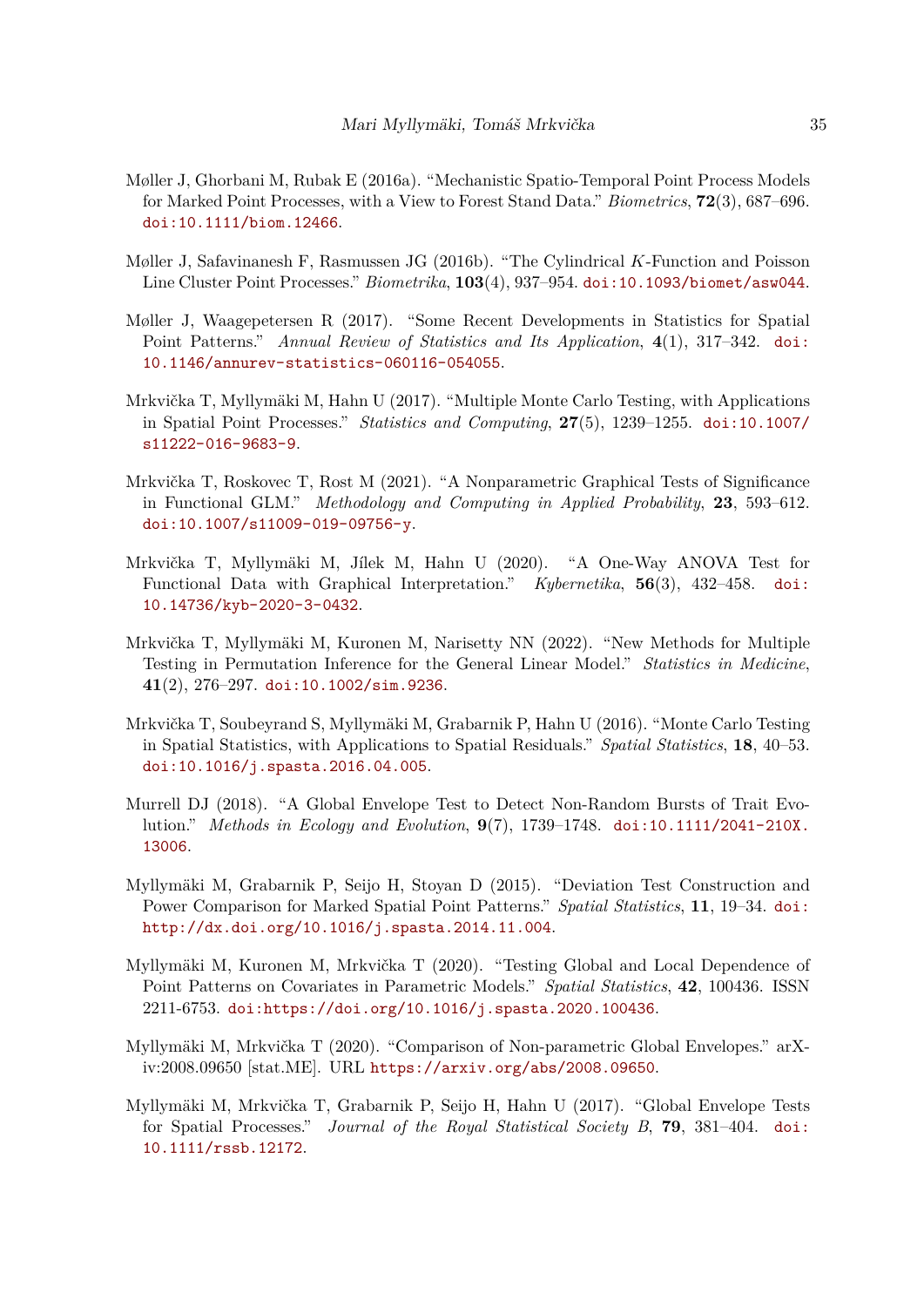Møller J, Ghorbani M, Rubak E (2016a). "Mechanistic Spatio-Temporal Point Process Models for Marked Point Processes, with a View to Forest Stand Data." *Biometrics*, **72**(3), 687–696. doi:10.1111/biom.12466.

Møller J, Safavinanesh F, Rasmussen JG (2016b). "The Cylindrical $K$-Function and Poisson Line Cluster Point Processes." *Biometrika*, **103**(4), 937–954. doi:10.1093/biomet/asw044.

Møller J, Waagepetersen R (2017). "Some Recent Developments in Statistics for Spatial Point Patterns." *Annual Review of Statistics and Its Application*, **4**(1), 317–342. doi:10.1146/annurev-statistics-060116-054055.

Mrkvička T, Myllymäki M, Hahn U (2017). "Multiple Monte Carlo Testing, with Applications in Spatial Point Processes." *Statistics and Computing*, **27**(5), 1239–1255. doi:10.1007/s11222-016-9683-9.

Mrkvička T, Roskovec T, Rost M (2021). "A Nonparametric Graphical Tests of Significance in Functional GLM." *Methodology and Computing in Applied Probability*, **23**, 593–612. doi:10.1007/s11009-019-09756-y.

Mrkvička T, Myllymäki M, Jílek M, Hahn U (2020). "A One-Way ANOVA Test for Functional Data with Graphical Interpretation." *Kybernetika*, **56**(3), 432–458. doi:10.14736/kyb-2020-3-0432.

Mrkvička T, Myllymäki M, Kuronen M, Narisetty NN (2022). "New Methods for Multiple Testing in Permutation Inference for the General Linear Model." *Statistics in Medicine*, **41**(2), 276–297. doi:10.1002/sim.9236.

Mrkvička T, Soubeyrand S, Myllymäki M, Grabarnik P, Hahn U (2016). "Monte Carlo Testing in Spatial Statistics, with Applications to Spatial Residuals." *Spatial Statistics*, **18**, 40–53. doi:10.1016/j.spasta.2016.04.005.

Murrell DJ (2018). "A Global Envelope Test to Detect Non-Random Bursts of Trait Evolution." *Methods in Ecology and Evolution*, **9**(7), 1739–1748. doi:10.1111/2041-210X.13006.

Myllymäki M, Grabarnik P, Seijo H, Stoyan D (2015). "Deviation Test Construction and Power Comparison for Marked Spatial Point Patterns." *Spatial Statistics*, **11**, 19–34. doi:http://dx.doi.org/10.1016/j.spasta.2014.11.004.

Myllymäki M, Kuronen M, Mrkvička T (2020). "Testing Global and Local Dependence of Point Patterns on Covariates in Parametric Models." *Spatial Statistics*, **42**, 100436. ISSN 2211-6753. doi:https://doi.org/10.1016/j.spasta.2020.100436.

Myllymäki M, Mrkvička T (2020). "Comparison of Non-parametric Global Envelopes." arXiv:2008.09650 [stat.ME]. URL https://arxiv.org/abs/2008.09650.

Myllymäki M, Mrkvička T, Grabarnik P, Seijo H, Hahn U (2017). "Global Envelope Tests for Spatial Processes." *Journal of the Royal Statistical Society B*, **79**, 381–404. doi:10.1111/rssb.12172.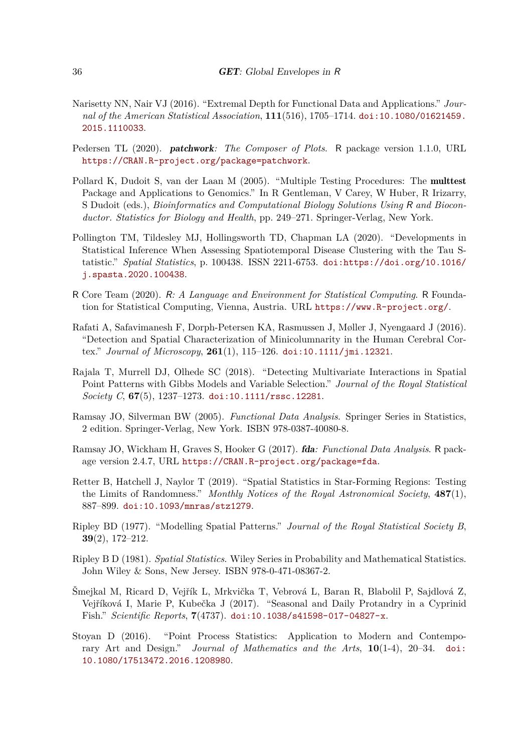Narisetty NN, Nair VJ (2016). "Extremal Depth for Functional Data and Applications." *Journal of the American Statistical Association*, **111**(516), 1705–1714. doi:10.1080/01621459.2015.1110033.

Pedersen TL (2020). ***patchwork**: The Composer of Plots*. R package version 1.1.0, URL https://CRAN.R-project.org/package=patchwork.

Pollard K, Dudoit S, van der Laan M (2005). "Multiple Testing Procedures: The **multtest** Package and Applications to Genomics." In R Gentleman, V Carey, W Huber, R Irizarry, S Dudoit (eds.), *Bioinformatics and Computational Biology Solutions Using R and Bioconductor. Statistics for Biology and Health*, pp. 249–271. Springer-Verlag, New York.

Pollington TM, Tildesley MJ, Hollingsworth TD, Chapman LA (2020). "Developments in Statistical Inference When Assessing Spatiotemporal Disease Clustering with the Tau Statistic." *Spatial Statistics*, p. 100438. ISSN 2211-6753. doi:https://doi.org/10.1016/j.spasta.2020.100438.

R Core Team (2020). *R: A Language and Environment for Statistical Computing*. R Foundation for Statistical Computing, Vienna, Austria. URL https://www.R-project.org/.

Rafati A, Safavimanesh F, Dorph-Petersen KA, Rasmussen J, Møller J, Nyengaard J (2016). "Detection and Spatial Characterization of Minicolumnarity in the Human Cerebral Cortex." *Journal of Microscopy*, **261**(1), 115–126. doi:10.1111/jmi.12321.

Rajala T, Murrell DJ, Olhede SC (2018). "Detecting Multivariate Interactions in Spatial Point Patterns with Gibbs Models and Variable Selection." *Journal of the Royal Statistical Society C*, **67**(5), 1237–1273. doi:10.1111/rssc.12281.

Ramsay JO, Silverman BW (2005). *Functional Data Analysis*. Springer Series in Statistics, 2 edition. Springer-Verlag, New York. ISBN 978-0387-40080-8.

Ramsay JO, Wickham H, Graves S, Hooker G (2017). ***fda**: Functional Data Analysis*. R package version 2.4.7, URL https://CRAN.R-project.org/package=fda.

Retter B, Hatchell J, Naylor T (2019). "Spatial Statistics in Star-Forming Regions: Testing the Limits of Randomness." *Monthly Notices of the Royal Astronomical Society*, **487**(1), 887–899. doi:10.1093/mnras/stz1279.

Ripley BD (1977). "Modelling Spatial Patterns." *Journal of the Royal Statistical Society B*, **39**(2), 172–212.

Ripley B D (1981). *Spatial Statistics*. Wiley Series in Probability and Mathematical Statistics. John Wiley & Sons, New Jersey. ISBN 978-0-471-08367-2.

Šmejkal M, Ricard D, Vejřík L, Mrkvička T, Vebrová L, Baran R, Blabolil P, Sajdlová Z, Vejříková I, Marie P, Kubečka J (2017). "Seasonal and Daily Protandry in a Cyprinid Fish." *Scientific Reports*, **7**(4737). doi:10.1038/s41598-017-04827-x.

Stoyan D (2016). "Point Process Statistics: Application to Modern and Contemporary Art and Design." *Journal of Mathematics and the Arts*, **10**(1-4), 20–34. doi:10.1080/17513472.2016.1208980.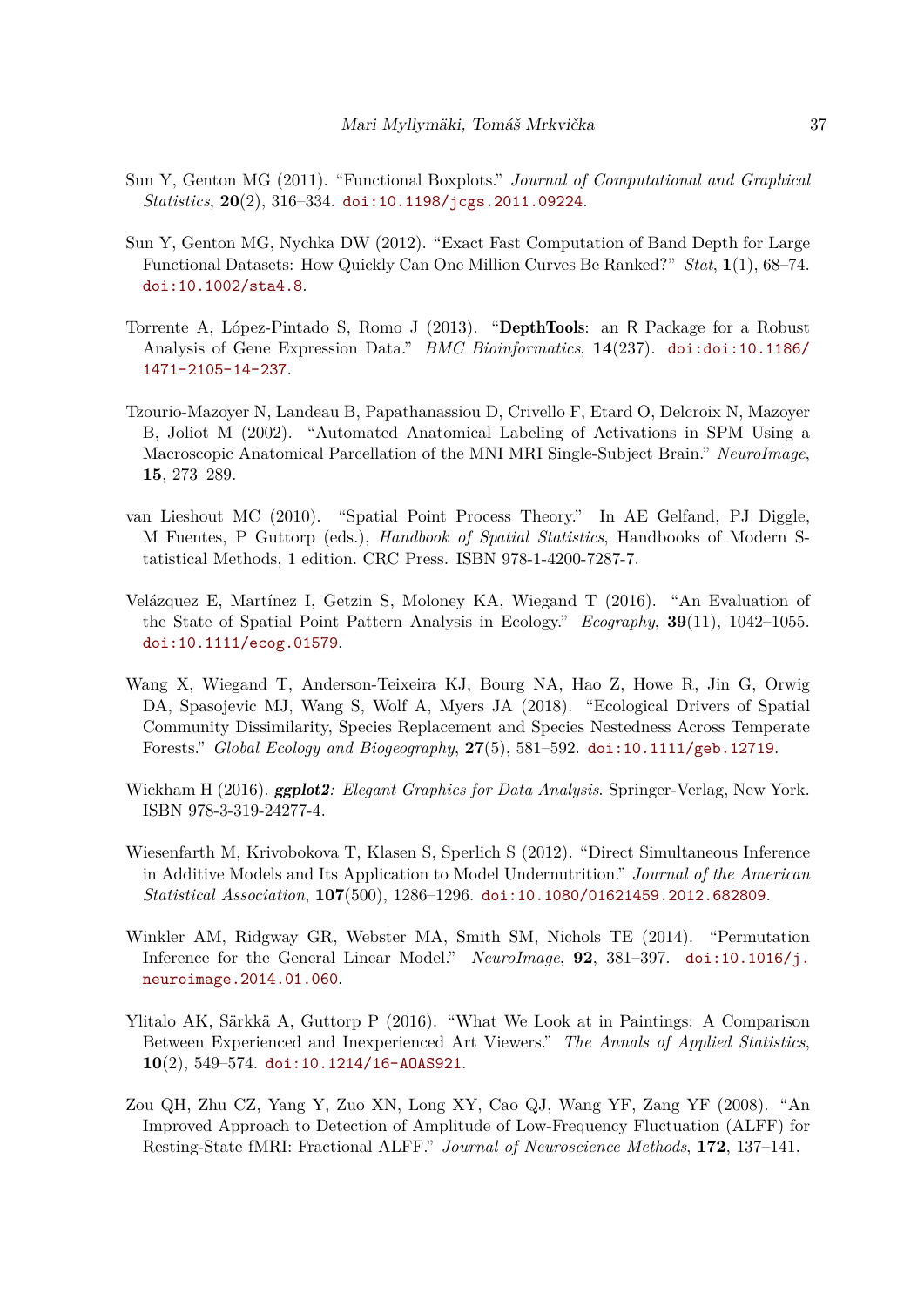Sun Y, Genton MG (2011). "Functional Boxplots." *Journal of Computational and Graphical Statistics*, **20**(2), 316–334. doi:10.1198/jcgs.2011.09224.

Sun Y, Genton MG, Nychka DW (2012). "Exact Fast Computation of Band Depth for Large Functional Datasets: How Quickly Can One Million Curves Be Ranked?" *Stat*, **1**(1), 68–74. doi:10.1002/sta4.8.

Torrente A, López-Pintado S, Romo J (2013). "**DepthTools**: an R Package for a Robust Analysis of Gene Expression Data." *BMC Bioinformatics*, **14**(237). doi:doi:10.1186/1471-2105-14-237.

Tzourio-Mazoyer N, Landeau B, Papathanassiou D, Crivello F, Etard O, Delcroix N, Mazoyer B, Joliot M (2002). "Automated Anatomical Labeling of Activations in SPM Using a Macroscopic Anatomical Parcellation of the MNI MRI Single-Subject Brain." *NeuroImage*, **15**, 273–289.

van Lieshout MC (2010). "Spatial Point Process Theory." In AE Gelfand, PJ Diggle, M Fuentes, P Guttorp (eds.), *Handbook of Spatial Statistics*, Handbooks of Modern Statistical Methods, 1 edition. CRC Press. ISBN 978-1-4200-7287-7.

Velázquez E, Martínez I, Getzin S, Moloney KA, Wiegand T (2016). "An Evaluation of the State of Spatial Point Pattern Analysis in Ecology." *Ecography*, **39**(11), 1042–1055. doi:10.1111/ecog.01579.

Wang X, Wiegand T, Anderson-Teixeira KJ, Bourg NA, Hao Z, Howe R, Jin G, Orwig DA, Spasojevic MJ, Wang S, Wolf A, Myers JA (2018). "Ecological Drivers of Spatial Community Dissimilarity, Species Replacement and Species Nestedness Across Temperate Forests." *Global Ecology and Biogeography*, **27**(5), 581–592. doi:10.1111/geb.12719.

Wickham H (2016). ***ggplot2**: Elegant Graphics for Data Analysis*. Springer-Verlag, New York. ISBN 978-3-319-24277-4.

Wiesenfarth M, Krivobokova T, Klasen S, Sperlich S (2012). "Direct Simultaneous Inference in Additive Models and Its Application to Model Undernutrition." *Journal of the American Statistical Association*, **107**(500), 1286–1296. doi:10.1080/01621459.2012.682809.

Winkler AM, Ridgway GR, Webster MA, Smith SM, Nichols TE (2014). "Permutation Inference for the General Linear Model." *NeuroImage*, **92**, 381–397. doi:10.1016/j.neuroimage.2014.01.060.

Ylitalo AK, Särkkä A, Guttorp P (2016). "What We Look at in Paintings: A Comparison Between Experienced and Inexperienced Art Viewers." *The Annals of Applied Statistics*, **10**(2), 549–574. doi:10.1214/16-AOAS921.

Zou QH, Zhu CZ, Yang Y, Zuo XN, Long XY, Cao QJ, Wang YF, Zang YF (2008). "An Improved Approach to Detection of Amplitude of Low-Frequency Fluctuation (ALFF) for Resting-State fMRI: Fractional ALFF." *Journal of Neuroscience Methods*, **172**, 137–141.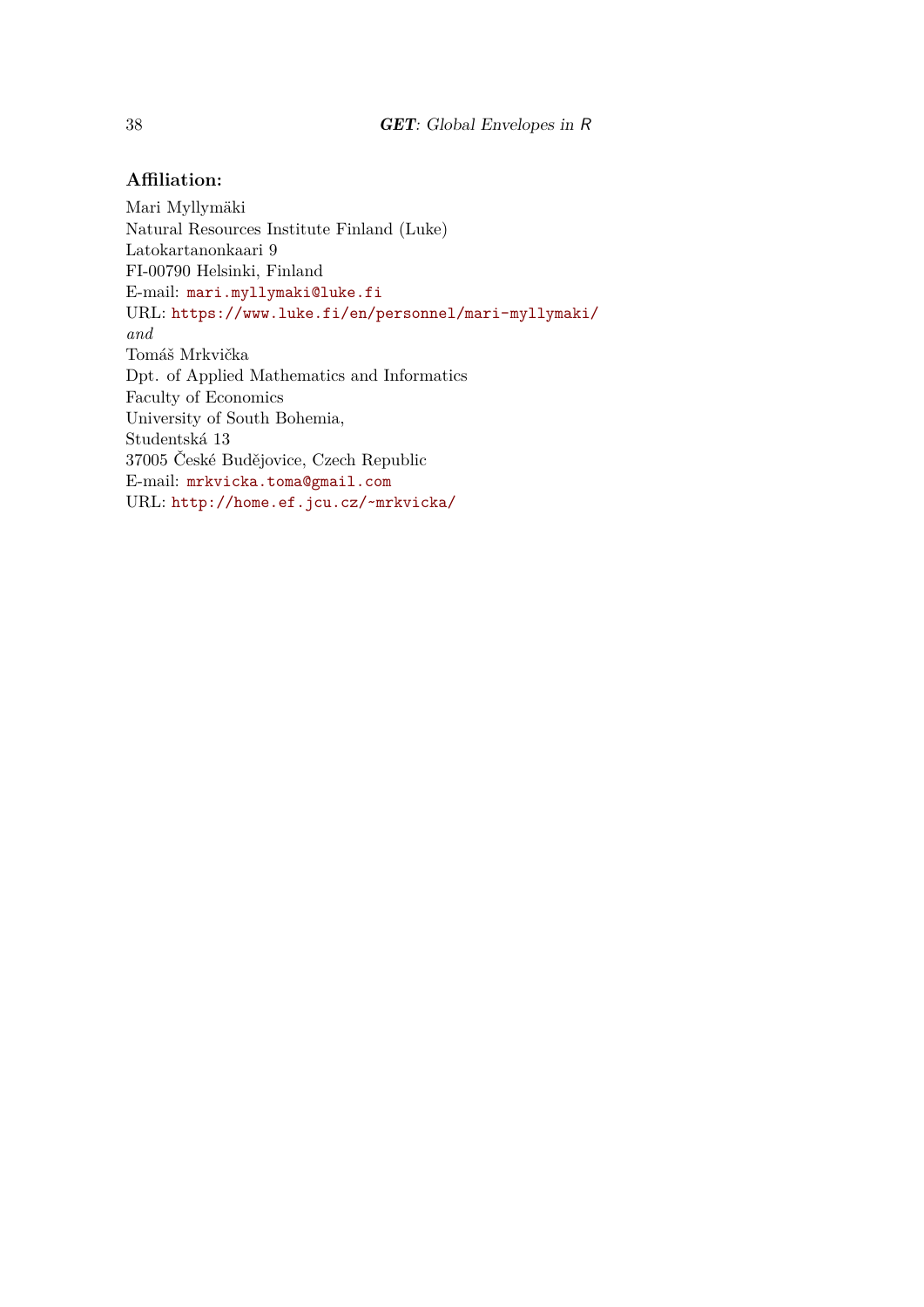**Affiliation:**

Mari Myllymäki
Natural Resources Institute Finland (Luke)
Latokartanonkaari 9
FI-00790 Helsinki, Finland
E-mail: mari.myllymaki@luke.fi
URL: https://www.luke.fi/en/personnel/mari-myllymaki/
*and*
Tomáš Mrkvička
Dpt. of Applied Mathematics and Informatics
Faculty of Economics
University of South Bohemia,
Studentská 13
37005 České Budějovice, Czech Republic
E-mail: mrkvicka.toma@gmail.com
URL: http://home.ef.jcu.cz/~mrkvicka/